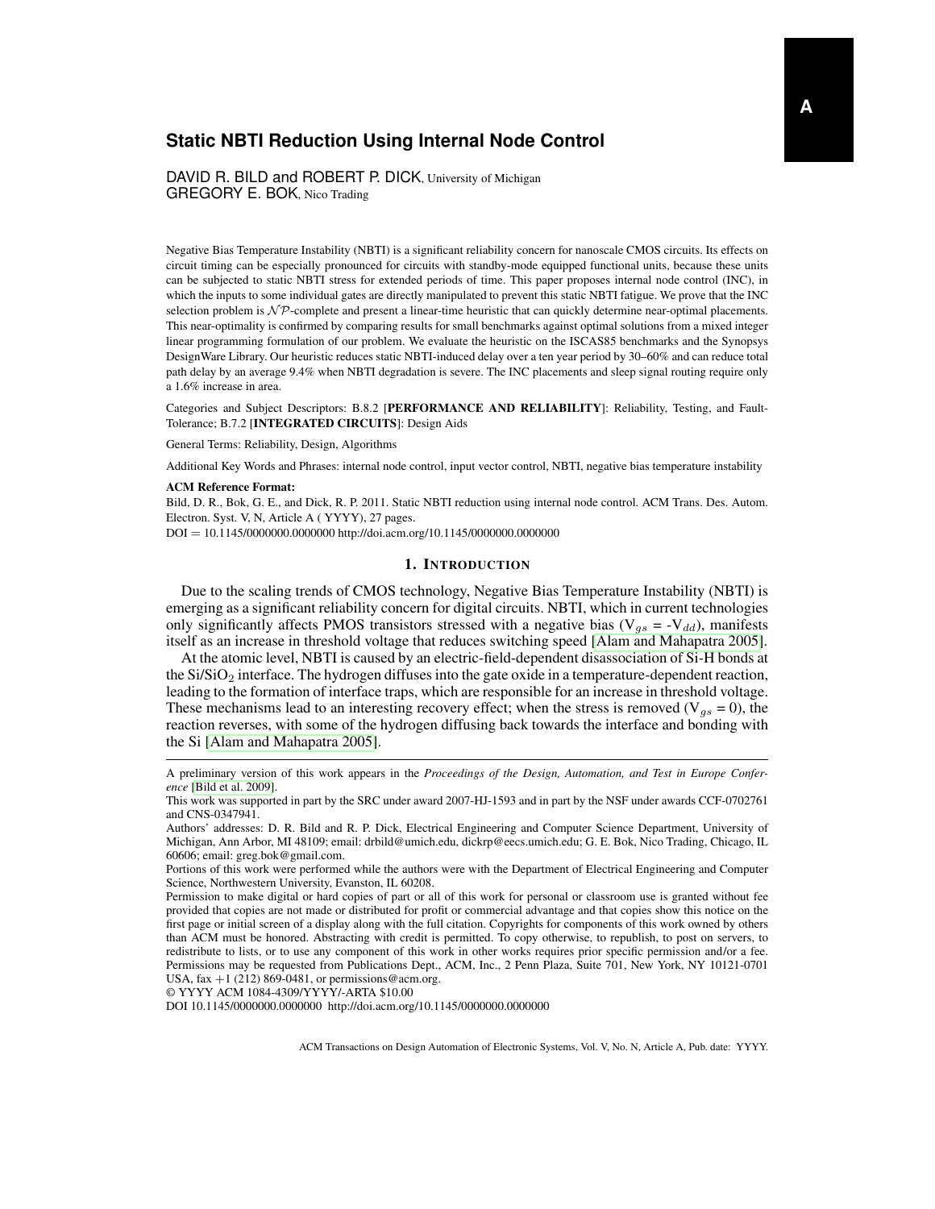# Static NBTI Reduction Using Internal Node Control

DAVID R. BILD and ROBERT P. DICK, University of Michigan
GREGORY E. BOK, Nico Trading

Negative Bias Temperature Instability (NBTI) is a significant reliability concern for nanoscale CMOS circuits. Its effects on circuit timing can be especially pronounced for circuits with standby-mode equipped functional units, because these units can be subjected to static NBTI stress for extended periods of time. This paper proposes internal node control (INC), in which the inputs to some individual gates are directly manipulated to prevent this static NBTI fatigue. We prove that the INC selection problem is $\mathcal{NP}$-complete and present a linear-time heuristic that can quickly determine near-optimal placements. This near-optimality is confirmed by comparing results for small benchmarks against optimal solutions from a mixed integer linear programming formulation of our problem. We evaluate the heuristic on the ISCAS85 benchmarks and the Synopsys DesignWare Library. Our heuristic reduces static NBTI-induced delay over a ten year period by 30–60% and can reduce total path delay by an average 9.4% when NBTI degradation is severe. The INC placements and sleep signal routing require only a 1.6% increase in area.

Categories and Subject Descriptors: B.8.2 [**PERFORMANCE AND RELIABILITY**]: Reliability, Testing, and Fault-Tolerance; B.7.2 [**INTEGRATED CIRCUITS**]: Design Aids

General Terms: Reliability, Design, Algorithms

Additional Key Words and Phrases: internal node control, input vector control, NBTI, negative bias temperature instability

**ACM Reference Format:**
Bild, D. R., Bok, G. E., and Dick, R. P. 2011. Static NBTI reduction using internal node control. ACM Trans. Des. Autom. Electron. Syst. V, N, Article A ( YYYY), 27 pages.
DOI = 10.1145/0000000.0000000 http://doi.acm.org/10.1145/0000000.0000000

## 1. INTRODUCTION

Due to the scaling trends of CMOS technology, Negative Bias Temperature Instability (NBTI) is emerging as a significant reliability concern for digital circuits. NBTI, which in current technologies only significantly affects PMOS transistors stressed with a negative bias ($V_{gs}$ = -$V_{dd}$), manifests itself as an increase in threshold voltage that reduces switching speed [Alam and Mahapatra 2005].

At the atomic level, NBTI is caused by an electric-field-dependent disassociation of Si-H bonds at the Si/$SiO_2$ interface. The hydrogen diffuses into the gate oxide in a temperature-dependent reaction, leading to the formation of interface traps, which are responsible for an increase in threshold voltage. These mechanisms lead to an interesting recovery effect; when the stress is removed ($V_{gs}$ = 0), the reaction reverses, with some of the hydrogen diffusing back towards the interface and bonding with the Si [Alam and Mahapatra 2005].

---

A preliminary version of this work appears in the *Proceedings of the Design, Automation, and Test in Europe Conference* [Bild et al. 2009].

This work was supported in part by the SRC under award 2007-HJ-1593 and in part by the NSF under awards CCF-0702761 and CNS-0347941.

Authors' addresses: D. R. Bild and R. P. Dick, Electrical Engineering and Computer Science Department, University of Michigan, Ann Arbor, MI 48109; email: drbild@umich.edu, dickrp@eecs.umich.edu; G. E. Bok, Nico Trading, Chicago, IL 60606; email: greg.bok@gmail.com.

Portions of this work were performed while the authors were with the Department of Electrical Engineering and Computer Science, Northwestern University, Evanston, IL 60208.

Permission to make digital or hard copies of part or all of this work for personal or classroom use is granted without fee provided that copies are not made or distributed for profit or commercial advantage and that copies show this notice on the first page or initial screen of a display along with the full citation. Copyrights for components of this work owned by others than ACM must be honored. Abstracting with credit is permitted. To copy otherwise, to republish, to post on servers, to redistribute to lists, or to use any component of this work in other works requires prior specific permission and/or a fee. Permissions may be requested from Publications Dept., ACM, Inc., 2 Penn Plaza, Suite 701, New York, NY 10121-0701 USA, fax +1 (212) 869-0481, or permissions@acm.org.

© YYYY ACM 1084-4309/YYYY/-ARTA $10.00

DOI 10.1145/0000000.0000000 http://doi.acm.org/10.1145/0000000.0000000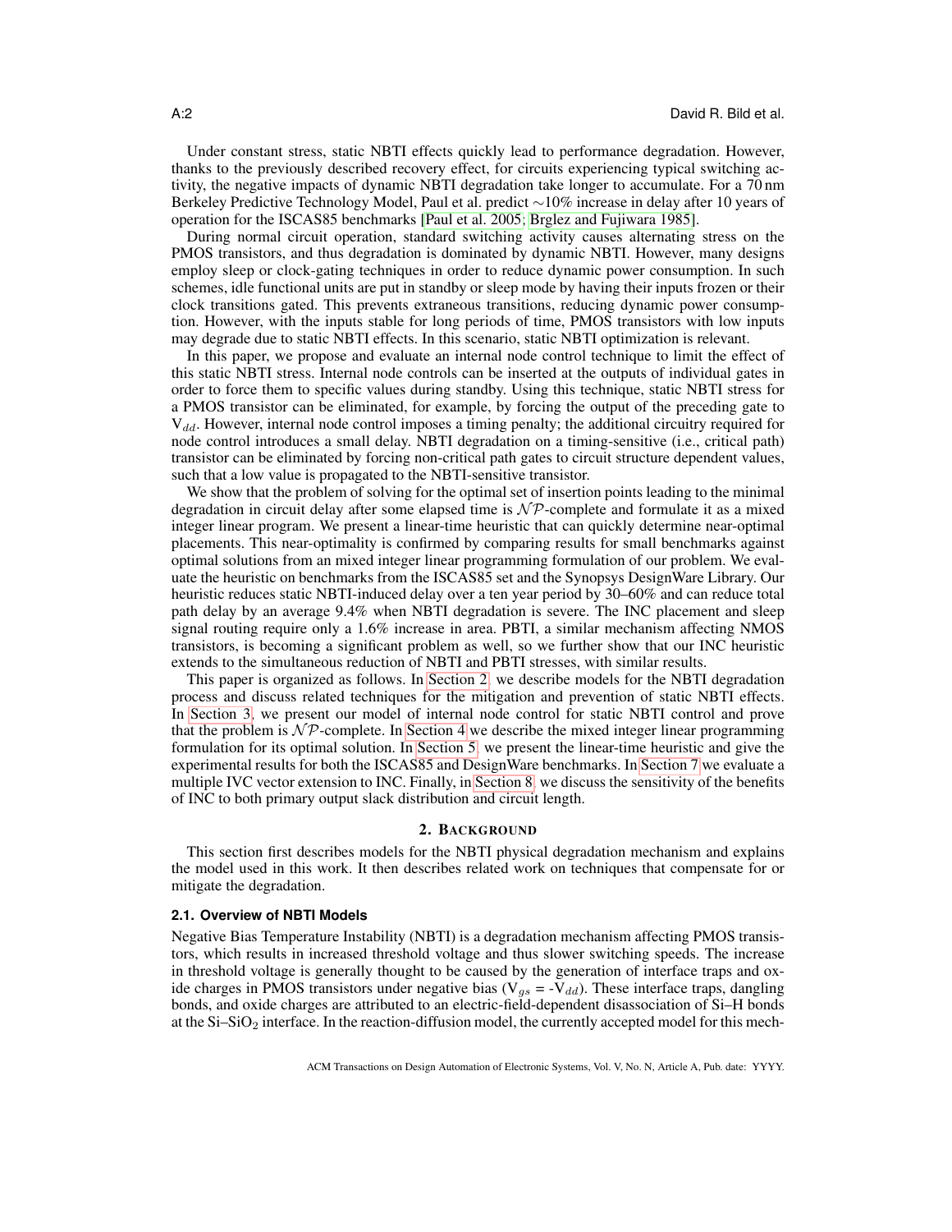Under constant stress, static NBTI effects quickly lead to performance degradation. However, thanks to the previously described recovery effect, for circuits experiencing typical switching activity, the negative impacts of dynamic NBTI degradation take longer to accumulate. For a 70 nm Berkeley Predictive Technology Model, Paul et al. predict ∼10% increase in delay after 10 years of operation for the ISCAS85 benchmarks [Paul et al. 2005; Brglez and Fujiwara 1985].

During normal circuit operation, standard switching activity causes alternating stress on the PMOS transistors, and thus degradation is dominated by dynamic NBTI. However, many designs employ sleep or clock-gating techniques in order to reduce dynamic power consumption. In such schemes, idle functional units are put in standby or sleep mode by having their inputs frozen or their clock transitions gated. This prevents extraneous transitions, reducing dynamic power consumption. However, with the inputs stable for long periods of time, PMOS transistors with low inputs may degrade due to static NBTI effects. In this scenario, static NBTI optimization is relevant.

In this paper, we propose and evaluate an internal node control technique to limit the effect of this static NBTI stress. Internal node controls can be inserted at the outputs of individual gates in order to force them to specific values during standby. Using this technique, static NBTI stress for a PMOS transistor can be eliminated, for example, by forcing the output of the preceding gate to $V_{dd}$. However, internal node control imposes a timing penalty; the additional circuitry required for node control introduces a small delay. NBTI degradation on a timing-sensitive (i.e., critical path) transistor can be eliminated by forcing non-critical path gates to circuit structure dependent values, such that a low value is propagated to the NBTI-sensitive transistor.

We show that the problem of solving for the optimal set of insertion points leading to the minimal degradation in circuit delay after some elapsed time is $\mathcal{NP}$-complete and formulate it as a mixed integer linear program. We present a linear-time heuristic that can quickly determine near-optimal placements. This near-optimality is confirmed by comparing results for small benchmarks against optimal solutions from an mixed integer linear programming formulation of our problem. We evaluate the heuristic on benchmarks from the ISCAS85 set and the Synopsys DesignWare Library. Our heuristic reduces static NBTI-induced delay over a ten year period by 30–60% and can reduce total path delay by an average 9.4% when NBTI degradation is severe. The INC placement and sleep signal routing require only a 1.6% increase in area. PBTI, a similar mechanism affecting NMOS transistors, is becoming a significant problem as well, so we further show that our INC heuristic extends to the simultaneous reduction of NBTI and PBTI stresses, with similar results.

This paper is organized as follows. In Section 2, we describe models for the NBTI degradation process and discuss related techniques for the mitigation and prevention of static NBTI effects. In Section 3, we present our model of internal node control for static NBTI control and prove that the problem is $\mathcal{NP}$-complete. In Section 4 we describe the mixed integer linear programming formulation for its optimal solution. In Section 5, we present the linear-time heuristic and give the experimental results for both the ISCAS85 and DesignWare benchmarks. In Section 7 we evaluate a multiple IVC vector extension to INC. Finally, in Section 8, we discuss the sensitivity of the benefits of INC to both primary output slack distribution and circuit length.

## 2. BACKGROUND

This section first describes models for the NBTI physical degradation mechanism and explains the model used in this work. It then describes related work on techniques that compensate for or mitigate the degradation.

### 2.1. Overview of NBTI Models

Negative Bias Temperature Instability (NBTI) is a degradation mechanism affecting PMOS transistors, which results in increased threshold voltage and thus slower switching speeds. The increase in threshold voltage is generally thought to be caused by the generation of interface traps and oxide charges in PMOS transistors under negative bias ($V_{gs}$ = -$V_{dd}$). These interface traps, dangling bonds, and oxide charges are attributed to an electric-field-dependent disassociation of Si–H bonds at the Si–$SiO_2$ interface. In the reaction-diffusion model, the currently accepted model for this mech-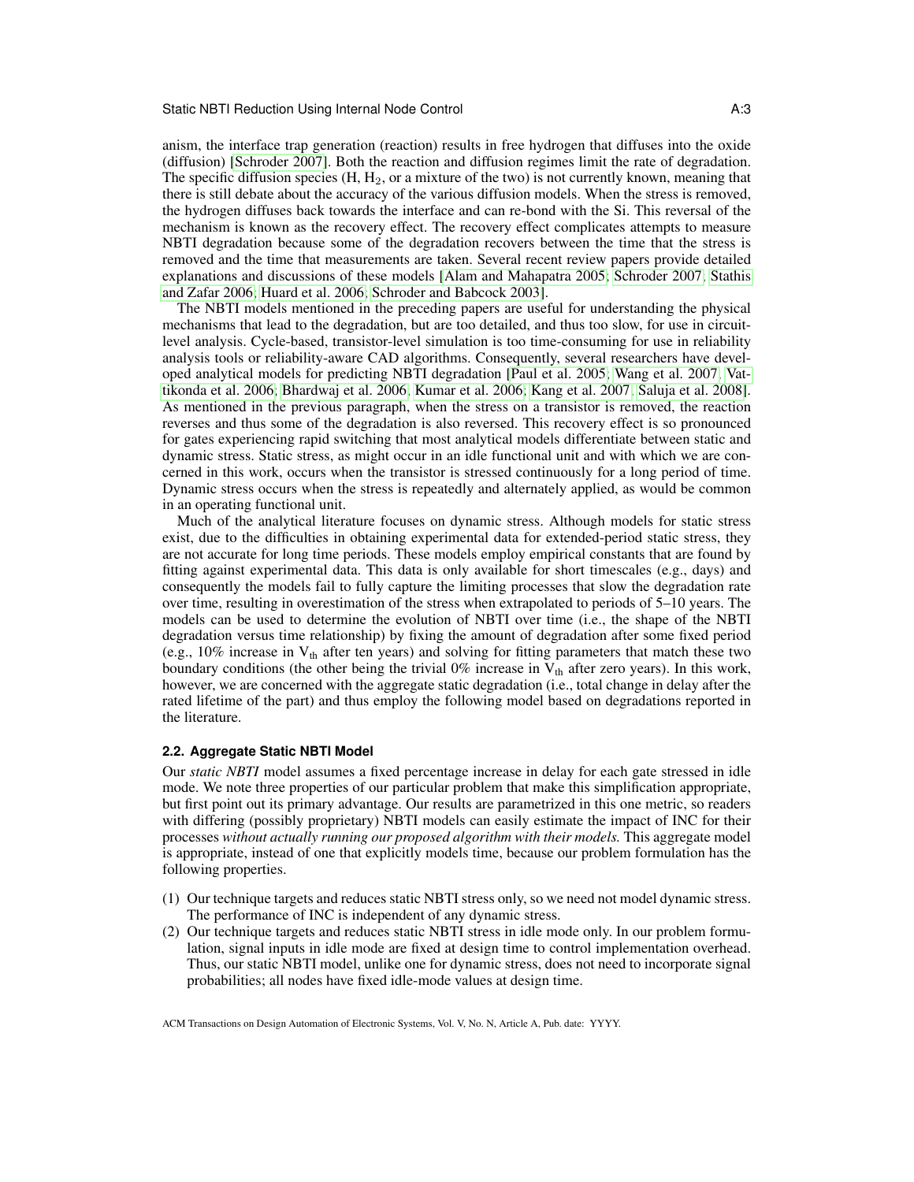anism, the interface trap generation (reaction) results in free hydrogen that diffuses into the oxide (diffusion) [Schroder 2007]. Both the reaction and diffusion regimes limit the rate of degradation. The specific diffusion species (H, $H_2$, or a mixture of the two) is not currently known, meaning that there is still debate about the accuracy of the various diffusion models. When the stress is removed, the hydrogen diffuses back towards the interface and can re-bond with the Si. This reversal of the mechanism is known as the recovery effect. The recovery effect complicates attempts to measure NBTI degradation because some of the degradation recovers between the time that the stress is removed and the time that measurements are taken. Several recent review papers provide detailed explanations and discussions of these models [Alam and Mahapatra 2005; Schroder 2007; Stathis and Zafar 2006; Huard et al. 2006; Schroder and Babcock 2003].

The NBTI models mentioned in the preceding papers are useful for understanding the physical mechanisms that lead to the degradation, but are too detailed, and thus too slow, for use in circuit-level analysis. Cycle-based, transistor-level simulation is too time-consuming for use in reliability analysis tools or reliability-aware CAD algorithms. Consequently, several researchers have developed analytical models for predicting NBTI degradation [Paul et al. 2005; Wang et al. 2007; Vattikonda et al. 2006; Bhardwaj et al. 2006; Kumar et al. 2006; Kang et al. 2007; Saluja et al. 2008]. As mentioned in the previous paragraph, when the stress on a transistor is removed, the reaction reverses and thus some of the degradation is also reversed. This recovery effect is so pronounced for gates experiencing rapid switching that most analytical models differentiate between static and dynamic stress. Static stress, as might occur in an idle functional unit and with which we are concerned in this work, occurs when the transistor is stressed continuously for a long period of time. Dynamic stress occurs when the stress is repeatedly and alternately applied, as would be common in an operating functional unit.

Much of the analytical literature focuses on dynamic stress. Although models for static stress exist, due to the difficulties in obtaining experimental data for extended-period static stress, they are not accurate for long time periods. These models employ empirical constants that are found by fitting against experimental data. This data is only available for short timescales (e.g., days) and consequently the models fail to fully capture the limiting processes that slow the degradation rate over time, resulting in overestimation of the stress when extrapolated to periods of 5–10 years. The models can be used to determine the evolution of NBTI over time (i.e., the shape of the NBTI degradation versus time relationship) by fixing the amount of degradation after some fixed period (e.g., 10% increase in $V_{th}$ after ten years) and solving for fitting parameters that match these two boundary conditions (the other being the trivial 0% increase in $V_{th}$ after zero years). In this work, however, we are concerned with the aggregate static degradation (i.e., total change in delay after the rated lifetime of the part) and thus employ the following model based on degradations reported in the literature.

### 2.2. Aggregate Static NBTI Model

Our *static NBTI* model assumes a fixed percentage increase in delay for each gate stressed in idle mode. We note three properties of our particular problem that make this simplification appropriate, but first point out its primary advantage. Our results are parametrized in this one metric, so readers with differing (possibly proprietary) NBTI models can easily estimate the impact of INC for their processes *without actually running our proposed algorithm with their models.* This aggregate model is appropriate, instead of one that explicitly models time, because our problem formulation has the following properties.

(1) Our technique targets and reduces static NBTI stress only, so we need not model dynamic stress. The performance of INC is independent of any dynamic stress.
(2) Our technique targets and reduces static NBTI stress in idle mode only. In our problem formulation, signal inputs in idle mode are fixed at design time to control implementation overhead. Thus, our static NBTI model, unlike one for dynamic stress, does not need to incorporate signal probabilities; all nodes have fixed idle-mode values at design time.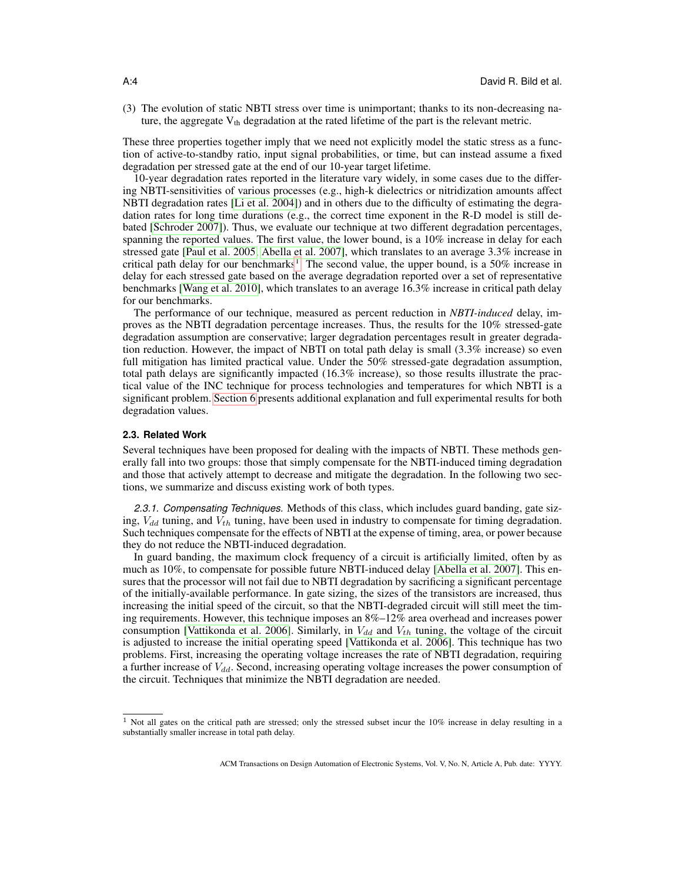(3) The evolution of static NBTI stress over time is unimportant; thanks to its non-decreasing nature, the aggregate $V_{th}$ degradation at the rated lifetime of the part is the relevant metric.

These three properties together imply that we need not explicitly model the static stress as a function of active-to-standby ratio, input signal probabilities, or time, but can instead assume a fixed degradation per stressed gate at the end of our 10-year target lifetime.

10-year degradation rates reported in the literature vary widely, in some cases due to the differing NBTI-sensitivities of various processes (e.g., high-k dielectrics or nitridization amounts affect NBTI degradation rates [Li et al. 2004]) and in others due to the difficulty of estimating the degradation rates for long time durations (e.g., the correct time exponent in the R-D model is still debated [Schroder 2007]). Thus, we evaluate our technique at two different degradation percentages, spanning the reported values. The first value, the lower bound, is a 10% increase in delay for each stressed gate [Paul et al. 2005; Abella et al. 2007], which translates to an average 3.3% increase in critical path delay for our benchmarks[1]. The second value, the upper bound, is a 50% increase in delay for each stressed gate based on the average degradation reported over a set of representative benchmarks [Wang et al. 2010], which translates to an average 16.3% increase in critical path delay for our benchmarks.

The performance of our technique, measured as percent reduction in *NBTI-induced* delay, improves as the NBTI degradation percentage increases. Thus, the results for the 10% stressed-gate degradation assumption are conservative; larger degradation percentages result in greater degradation reduction. However, the impact of NBTI on total path delay is small (3.3% increase) so even full mitigation has limited practical value. Under the 50% stressed-gate degradation assumption, total path delays are significantly impacted (16.3% increase), so those results illustrate the practical value of the INC technique for process technologies and temperatures for which NBTI is a significant problem. Section 6 presents additional explanation and full experimental results for both degradation values.

### 2.3. Related Work

Several techniques have been proposed for dealing with the impacts of NBTI. These methods generally fall into two groups: those that simply compensate for the NBTI-induced timing degradation and those that actively attempt to decrease and mitigate the degradation. In the following two sections, we summarize and discuss existing work of both types.

*2.3.1. Compensating Techniques.* Methods of this class, which includes guard banding, gate sizing, $V_{dd}$ tuning, and $V_{th}$ tuning, have been used in industry to compensate for timing degradation. Such techniques compensate for the effects of NBTI at the expense of timing, area, or power because they do not reduce the NBTI-induced degradation.

In guard banding, the maximum clock frequency of a circuit is artificially limited, often by as much as 10%, to compensate for possible future NBTI-induced delay [Abella et al. 2007]. This ensures that the processor will not fail due to NBTI degradation by sacrificing a significant percentage of the initially-available performance. In gate sizing, the sizes of the transistors are increased, thus increasing the initial speed of the circuit, so that the NBTI-degraded circuit will still meet the timing requirements. However, this technique imposes an 8%–12% area overhead and increases power consumption [Vattikonda et al. 2006]. Similarly, in $V_{dd}$ and $V_{th}$ tuning, the voltage of the circuit is adjusted to increase the initial operating speed [Vattikonda et al. 2006]. This technique has two problems. First, increasing the operating voltage increases the rate of NBTI degradation, requiring a further increase of $V_{dd}$. Second, increasing operating voltage increases the power consumption of the circuit. Techniques that minimize the NBTI degradation are needed.

[1] Not all gates on the critical path are stressed; only the stressed subset incur the 10% increase in delay resulting in a substantially smaller increase in total path delay.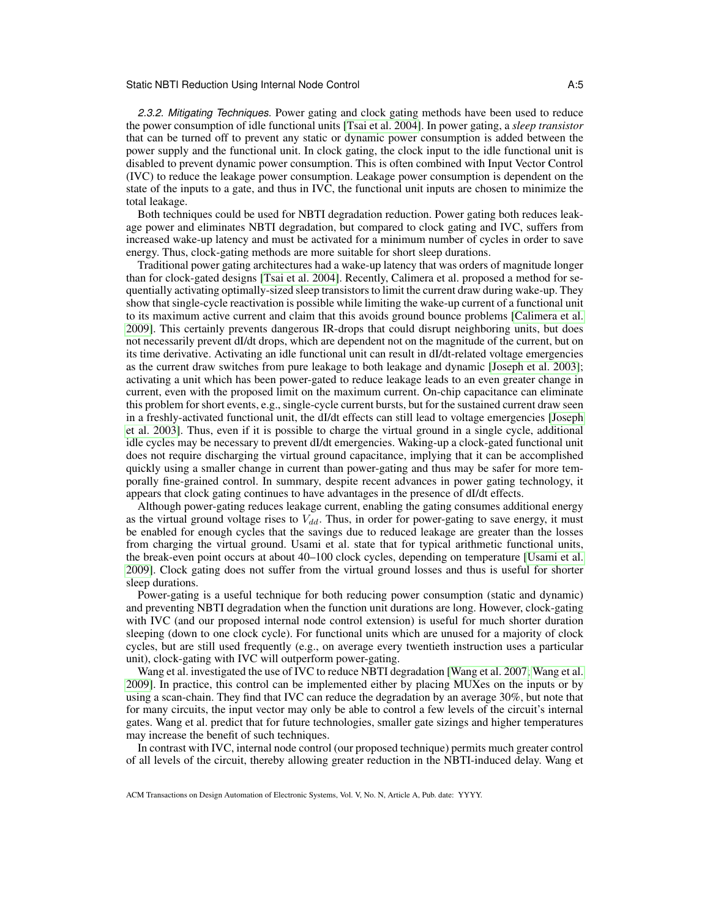*2.3.2. Mitigating Techniques.* Power gating and clock gating methods have been used to reduce the power consumption of idle functional units [Tsai et al. 2004]. In power gating, a *sleep transistor* that can be turned off to prevent any static or dynamic power consumption is added between the power supply and the functional unit. In clock gating, the clock input to the idle functional unit is disabled to prevent dynamic power consumption. This is often combined with Input Vector Control (IVC) to reduce the leakage power consumption. Leakage power consumption is dependent on the state of the inputs to a gate, and thus in IVC, the functional unit inputs are chosen to minimize the total leakage.

Both techniques could be used for NBTI degradation reduction. Power gating both reduces leakage power and eliminates NBTI degradation, but compared to clock gating and IVC, suffers from increased wake-up latency and must be activated for a minimum number of cycles in order to save energy. Thus, clock-gating methods are more suitable for short sleep durations.

Traditional power gating architectures had a wake-up latency that was orders of magnitude longer than for clock-gated designs [Tsai et al. 2004]. Recently, Calimera et al. proposed a method for sequentially activating optimally-sized sleep transistors to limit the current draw during wake-up. They show that single-cycle reactivation is possible while limiting the wake-up current of a functional unit to its maximum active current and claim that this avoids ground bounce problems [Calimera et al. 2009]. This certainly prevents dangerous IR-drops that could disrupt neighboring units, but does not necessarily prevent dI/dt drops, which are dependent not on the magnitude of the current, but on its time derivative. Activating an idle functional unit can result in dI/dt-related voltage emergencies as the current draw switches from pure leakage to both leakage and dynamic [Joseph et al. 2003]; activating a unit which has been power-gated to reduce leakage leads to an even greater change in current, even with the proposed limit on the maximum current. On-chip capacitance can eliminate this problem for short events, e.g., single-cycle current bursts, but for the sustained current draw seen in a freshly-activated functional unit, the dI/dt effects can still lead to voltage emergencies [Joseph et al. 2003]. Thus, even if it is possible to charge the virtual ground in a single cycle, additional idle cycles may be necessary to prevent dI/dt emergencies. Waking-up a clock-gated functional unit does not require discharging the virtual ground capacitance, implying that it can be accomplished quickly using a smaller change in current than power-gating and thus may be safer for more temporally fine-grained control. In summary, despite recent advances in power gating technology, it appears that clock gating continues to have advantages in the presence of dI/dt effects.

Although power-gating reduces leakage current, enabling the gating consumes additional energy as the virtual ground voltage rises to $V_{dd}$. Thus, in order for power-gating to save energy, it must be enabled for enough cycles that the savings due to reduced leakage are greater than the losses from charging the virtual ground. Usami et al. state that for typical arithmetic functional units, the break-even point occurs at about 40–100 clock cycles, depending on temperature [Usami et al. 2009]. Clock gating does not suffer from the virtual ground losses and thus is useful for shorter sleep durations.

Power-gating is a useful technique for both reducing power consumption (static and dynamic) and preventing NBTI degradation when the function unit durations are long. However, clock-gating with IVC (and our proposed internal node control extension) is useful for much shorter duration sleeping (down to one clock cycle). For functional units which are unused for a majority of clock cycles, but are still used frequently (e.g., on average every twentieth instruction uses a particular unit), clock-gating with IVC will outperform power-gating.

Wang et al. investigated the use of IVC to reduce NBTI degradation [Wang et al. 2007; Wang et al. 2009]. In practice, this control can be implemented either by placing MUXes on the inputs or by using a scan-chain. They find that IVC can reduce the degradation by an average 30%, but note that for many circuits, the input vector may only be able to control a few levels of the circuit's internal gates. Wang et al. predict that for future technologies, smaller gate sizings and higher temperatures may increase the benefit of such techniques.

In contrast with IVC, internal node control (our proposed technique) permits much greater control of all levels of the circuit, thereby allowing greater reduction in the NBTI-induced delay. Wang et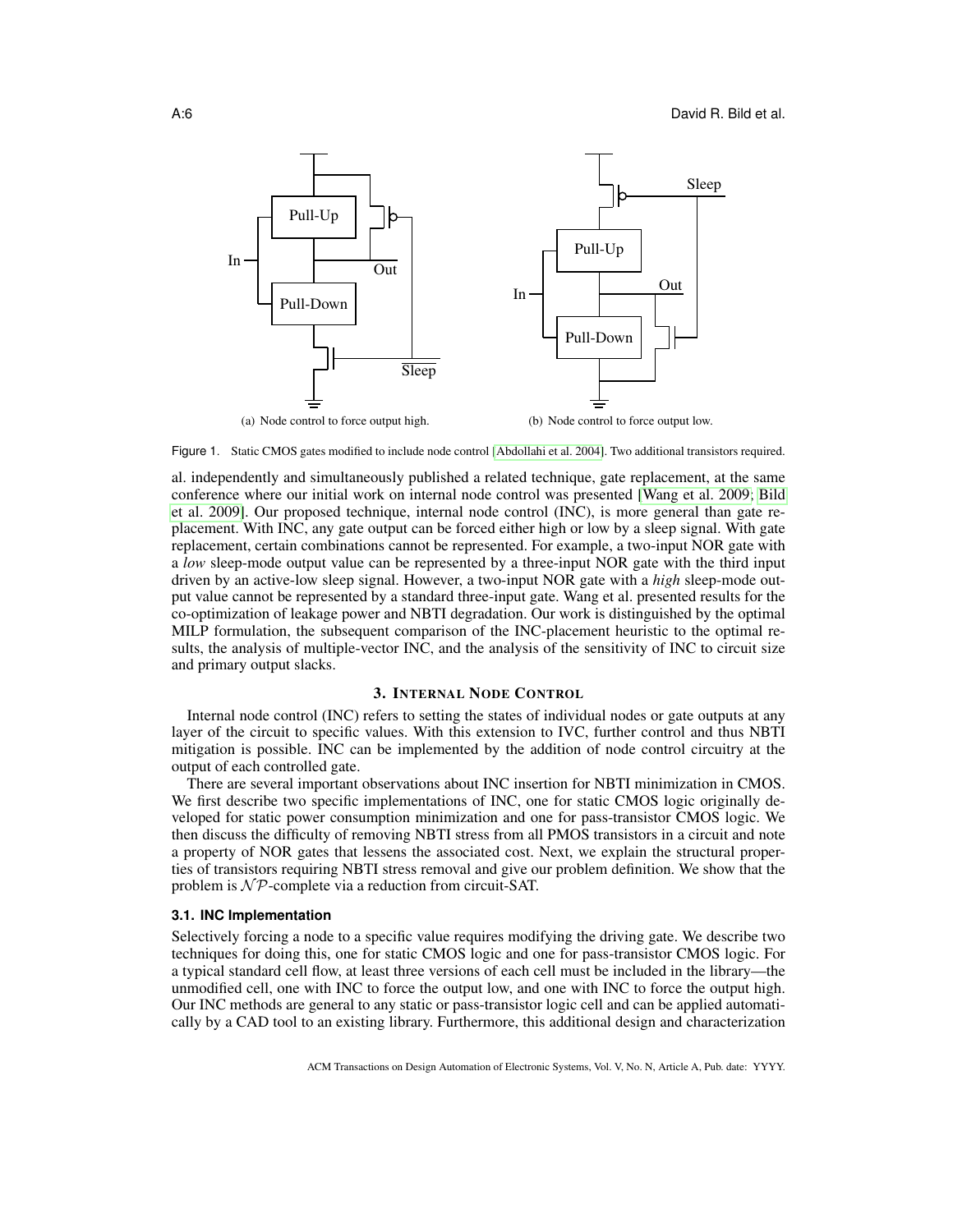Pull-Up

In

Out

Pull-Down

Sleep

(a) Node control to force output high.

Sleep

Pull-Up

Out

In

Pull-Down

(b) Node control to force output low.

Figure 1. Static CMOS gates modified to include node control [Abdollahi et al. 2004]. Two additional transistors required.

al. independently and simultaneously published a related technique, gate replacement, at the same conference where our initial work on internal node control was presented [Wang et al. 2009; Bild et al. 2009]. Our proposed technique, internal node control (INC), is more general than gate replacement. With INC, any gate output can be forced either high or low by a sleep signal. With gate replacement, certain combinations cannot be represented. For example, a two-input NOR gate with a *low* sleep-mode output value can be represented by a three-input NOR gate with the third input driven by an active-low sleep signal. However, a two-input NOR gate with a *high* sleep-mode output value cannot be represented by a standard three-input gate. Wang et al. presented results for the co-optimization of leakage power and NBTI degradation. Our work is distinguished by the optimal MILP formulation, the subsequent comparison of the INC-placement heuristic to the optimal results, the analysis of multiple-vector INC, and the analysis of the sensitivity of INC to circuit size and primary output slacks.

## 3. INTERNAL NODE CONTROL

Internal node control (INC) refers to setting the states of individual nodes or gate outputs at any layer of the circuit to specific values. With this extension to IVC, further control and thus NBTI mitigation is possible. INC can be implemented by the addition of node control circuitry at the output of each controlled gate.

There are several important observations about INC insertion for NBTI minimization in CMOS. We first describe two specific implementations of INC, one for static CMOS logic originally developed for static power consumption minimization and one for pass-transistor CMOS logic. We then discuss the difficulty of removing NBTI stress from all PMOS transistors in a circuit and note a property of NOR gates that lessens the associated cost. Next, we explain the structural properties of transistors requiring NBTI stress removal and give our problem definition. We show that the problem is $\mathcal{NP}$-complete via a reduction from circuit-SAT.

### 3.1. INC Implementation

Selectively forcing a node to a specific value requires modifying the driving gate. We describe two techniques for doing this, one for static CMOS logic and one for pass-transistor CMOS logic. For a typical standard cell flow, at least three versions of each cell must be included in the library—the unmodified cell, one with INC to force the output low, and one with INC to force the output high. Our INC methods are general to any static or pass-transistor logic cell and can be applied automatically by a CAD tool to an existing library. Furthermore, this additional design and characterization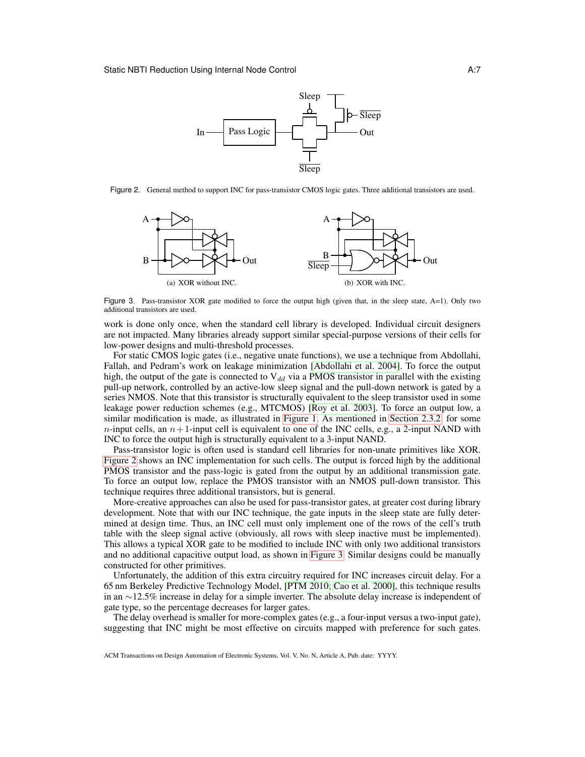Sleep

Sleep

In

Pass Logic

Out

$\overline{\text{Sleep}}$

Figure 2. General method to support INC for pass-transistor CMOS logic gates. Three additional transistors are used.

A

B

Out

(a) XOR without INC.

A

B

$\overline{\text{Sleep}}$

Out

(b) XOR with INC.

Figure 3. Pass-transistor XOR gate modified to force the output high (given that, in the sleep state, A=1). Only two additional transistors are used.

work is done only once, when the standard cell library is developed. Individual circuit designers are not impacted. Many libraries already support similar special-purpose versions of their cells for low-power designs and multi-threshold processes.

For static CMOS logic gates (i.e., negative unate functions), we use a technique from Abdollahi, Fallah, and Pedram's work on leakage minimization [Abdollahi et al. 2004]. To force the output high, the output of the gate is connected to $V_{dd}$ via a PMOS transistor in parallel with the existing pull-up network, controlled by an active-low sleep signal and the pull-down network is gated by a series NMOS. Note that this transistor is structurally equivalent to the sleep transistor used in some leakage power reduction schemes (e.g., MTCMOS) [Roy et al. 2003]. To force an output low, a similar modification is made, as illustrated in Figure 1. As mentioned in Section 2.3.2, for some $n$-input cells, an $n+1$-input cell is equivalent to one of the INC cells, e.g., a 2-input NAND with INC to force the output high is structurally equivalent to a 3-input NAND.

Pass-transistor logic is often used is standard cell libraries for non-unate primitives like XOR. Figure 2 shows an INC implementation for such cells. The output is forced high by the additional PMOS transistor and the pass-logic is gated from the output by an additional transmission gate. To force an output low, replace the PMOS transistor with an NMOS pull-down transistor. This technique requires three additional transistors, but is general.

More-creative approaches can also be used for pass-transistor gates, at greater cost during library development. Note that with our INC technique, the gate inputs in the sleep state are fully determined at design time. Thus, an INC cell must only implement one of the rows of the cell's truth table with the sleep signal active (obviously, all rows with sleep inactive must be implemented). This allows a typical XOR gate to be modified to include INC with only two additional transistors and no additional capacitive output load, as shown in Figure 3. Similar designs could be manually constructed for other primitives.

Unfortunately, the addition of this extra circuitry required for INC increases circuit delay. For a 65 nm Berkeley Predictive Technology Model, [PTM 2010; Cao et al. 2000], this technique results in an ~12.5% increase in delay for a simple inverter. The absolute delay increase is independent of gate type, so the percentage decreases for larger gates.

The delay overhead is smaller for more-complex gates (e.g., a four-input versus a two-input gate), suggesting that INC might be most effective on circuits mapped with preference for such gates.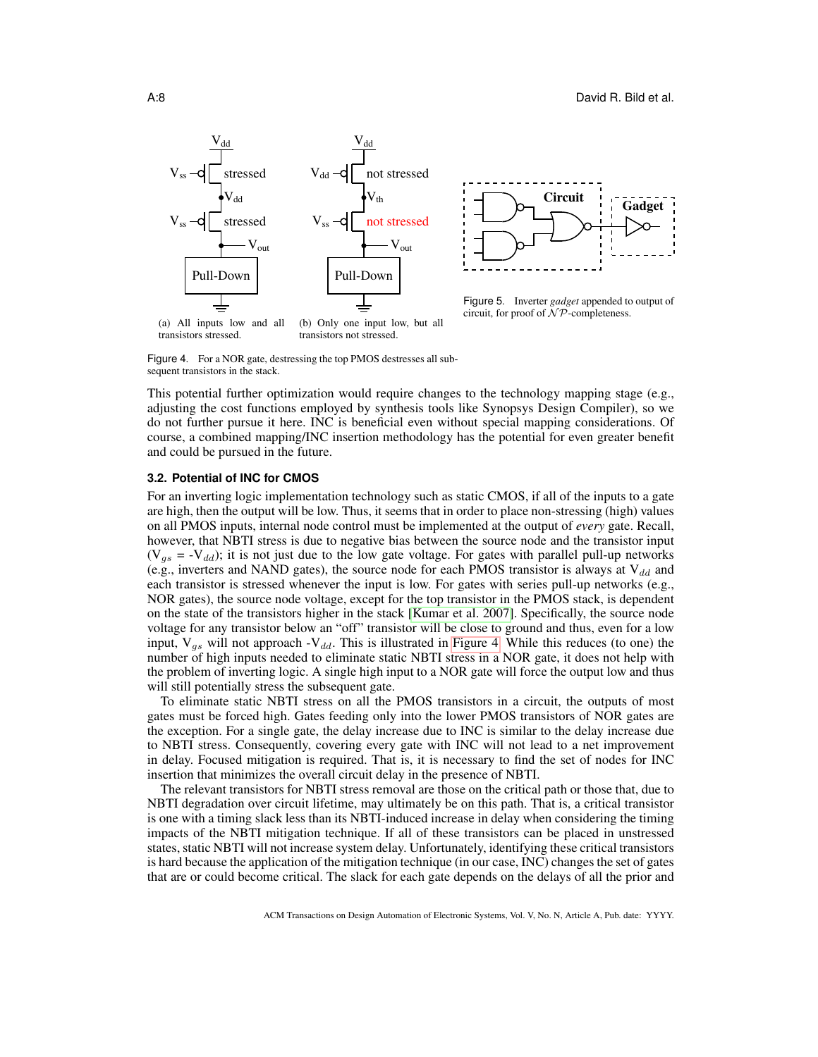V<sub>dd</sub>

(a) All inputs low and all transistors stressed.

(b) Only one input low, but all transistors not stressed.

Figure 4. For a NOR gate, destressing the top PMOS destresses all subsequent transistors in the stack.

Figure 5. Inverter *gadget* appended to output of circuit, for proof of $\mathcal{NP}$-completeness.

This potential further optimization would require changes to the technology mapping stage (e.g., adjusting the cost functions employed by synthesis tools like Synopsys Design Compiler), so we do not further pursue it here. INC is beneficial even without special mapping considerations. Of course, a combined mapping/INC insertion methodology has the potential for even greater benefit and could be pursued in the future.

### 3.2. Potential of INC for CMOS

For an inverting logic implementation technology such as static CMOS, if all of the inputs to a gate are high, then the output will be low. Thus, it seems that in order to place non-stressing (high) values on all PMOS inputs, internal node control must be implemented at the output of *every* gate. Recall, however, that NBTI stress is due to negative bias between the source node and the transistor input ($V_{gs}$ = -$V_{dd}$); it is not just due to the low gate voltage. For gates with parallel pull-up networks (e.g., inverters and NAND gates), the source node for each PMOS transistor is always at $V_{dd}$ and each transistor is stressed whenever the input is low. For gates with series pull-up networks (e.g., NOR gates), the source node voltage, except for the top transistor in the PMOS stack, is dependent on the state of the transistors higher in the stack [Kumar et al. 2007]. Specifically, the source node voltage for any transistor below an "off" transistor will be close to ground and thus, even for a low input, $V_{gs}$ will not approach -$V_{dd}$. This is illustrated in Figure 4. While this reduces (to one) the number of high inputs needed to eliminate static NBTI stress in a NOR gate, it does not help with the problem of inverting logic. A single high input to a NOR gate will force the output low and thus will still potentially stress the subsequent gate.

To eliminate static NBTI stress on all the PMOS transistors in a circuit, the outputs of most gates must be forced high. Gates feeding only into the lower PMOS transistors of NOR gates are the exception. For a single gate, the delay increase due to INC is similar to the delay increase due to NBTI stress. Consequently, covering every gate with INC will not lead to a net improvement in delay. Focused mitigation is required. That is, it is necessary to find the set of nodes for INC insertion that minimizes the overall circuit delay in the presence of NBTI.

The relevant transistors for NBTI stress removal are those on the critical path or those that, due to NBTI degradation over circuit lifetime, may ultimately be on this path. That is, a critical transistor is one with a timing slack less than its NBTI-induced increase in delay when considering the timing impacts of the NBTI mitigation technique. If all of these transistors can be placed in unstressed states, static NBTI will not increase system delay. Unfortunately, identifying these critical transistors is hard because the application of the mitigation technique (in our case, INC) changes the set of gates that are or could become critical. The slack for each gate depends on the delays of all the prior and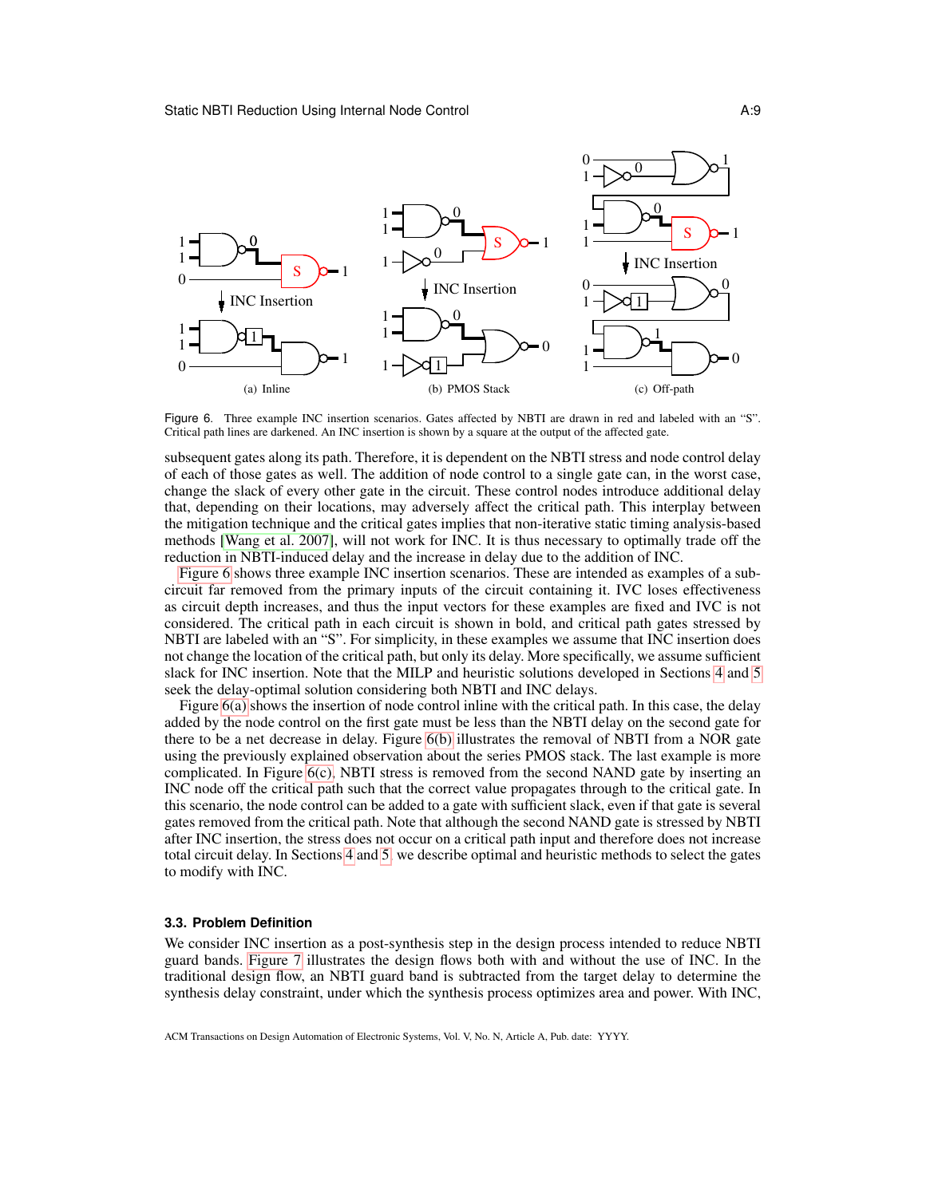1
1
0
S
1
INC Insertion
1
1
1
0
1

(a) Inline

1
1
0
S
1
1
0
INC Insertion
1
1
0
0
1
1

(b) PMOS Stack

0
1
0
1
1
0
S
1
1
INC Insertion
0
1
1
0
1
1
1
0

(c) Off-path

Figure 6. Three example INC insertion scenarios. Gates affected by NBTI are drawn in red and labeled with an "S". Critical path lines are darkened. An INC insertion is shown by a square at the output of the affected gate.

subsequent gates along its path. Therefore, it is dependent on the NBTI stress and node control delay of each of those gates as well. The addition of node control to a single gate can, in the worst case, change the slack of every other gate in the circuit. These control nodes introduce additional delay that, depending on their locations, may adversely affect the critical path. This interplay between the mitigation technique and the critical gates implies that non-iterative static timing analysis-based methods [Wang et al. 2007], will not work for INC. It is thus necessary to optimally trade off the reduction in NBTI-induced delay and the increase in delay due to the addition of INC.

Figure 6 shows three example INC insertion scenarios. These are intended as examples of a sub-circuit far removed from the primary inputs of the circuit containing it. IVC loses effectiveness as circuit depth increases, and thus the input vectors for these examples are fixed and IVC is not considered. The critical path in each circuit is shown in bold, and critical path gates stressed by NBTI are labeled with an "S". For simplicity, in these examples we assume that INC insertion does not change the location of the critical path, but only its delay. More specifically, we assume sufficient slack for INC insertion. Note that the MILP and heuristic solutions developed in Sections 4 and 5 seek the delay-optimal solution considering both NBTI and INC delays.

Figure 6(a) shows the insertion of node control inline with the critical path. In this case, the delay added by the node control on the first gate must be less than the NBTI delay on the second gate for there to be a net decrease in delay. Figure 6(b) illustrates the removal of NBTI from a NOR gate using the previously explained observation about the series PMOS stack. The last example is more complicated. In Figure 6(c), NBTI stress is removed from the second NAND gate by inserting an INC node off the critical path such that the correct value propagates through to the critical gate. In this scenario, the node control can be added to a gate with sufficient slack, even if that gate is several gates removed from the critical path. Note that although the second NAND gate is stressed by NBTI after INC insertion, the stress does not occur on a critical path input and therefore does not increase total circuit delay. In Sections 4 and 5, we describe optimal and heuristic methods to select the gates to modify with INC.

### 3.3. Problem Definition

We consider INC insertion as a post-synthesis step in the design process intended to reduce NBTI guard bands. Figure 7 illustrates the design flows both with and without the use of INC. In the traditional design flow, an NBTI guard band is subtracted from the target delay to determine the synthesis delay constraint, under which the synthesis process optimizes area and power. With INC,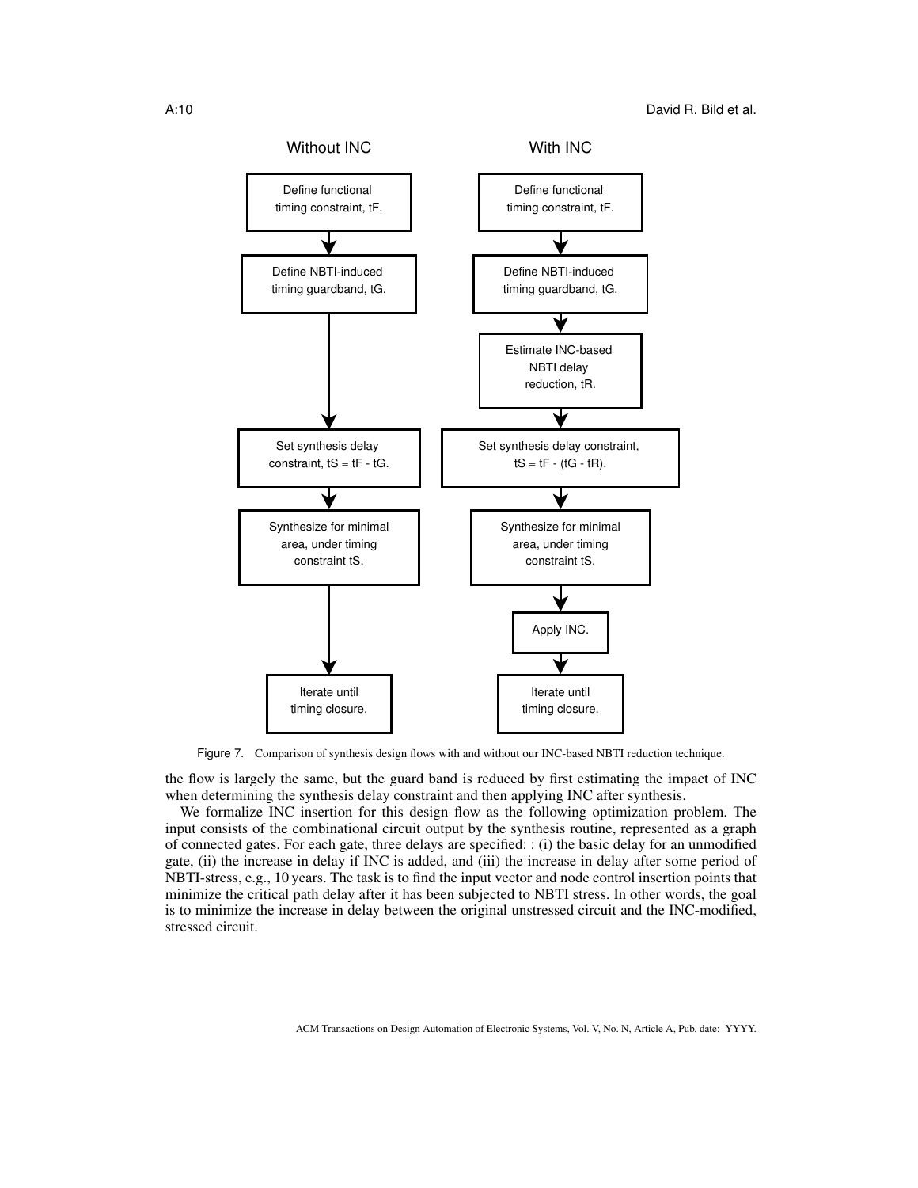Without INC

Define functional timing constraint, tF.

Define NBTI-induced timing guardband, tG.

Set synthesis delay constraint, tS = tF - tG.

Synthesize for minimal area, under timing constraint tS.

Iterate until timing closure.

With INC

Define functional timing constraint, tF.

Define NBTI-induced timing guardband, tG.

Estimate INC-based NBTI delay reduction, tR.

Set synthesis delay constraint, tS = tF - (tG - tR).

Synthesize for minimal area, under timing constraint tS.

Apply INC.

Iterate until timing closure.

Figure 7. Comparison of synthesis design flows with and without our INC-based NBTI reduction technique.

the flow is largely the same, but the guard band is reduced by first estimating the impact of INC when determining the synthesis delay constraint and then applying INC after synthesis.

We formalize INC insertion for this design flow as the following optimization problem. The input consists of the combinational circuit output by the synthesis routine, represented as a graph of connected gates. For each gate, three delays are specified: : (i) the basic delay for an unmodified gate, (ii) the increase in delay if INC is added, and (iii) the increase in delay after some period of NBTI-stress, e.g., 10 years. The task is to find the input vector and node control insertion points that minimize the critical path delay after it has been subjected to NBTI stress. In other words, the goal is to minimize the increase in delay between the original unstressed circuit and the INC-modified, stressed circuit.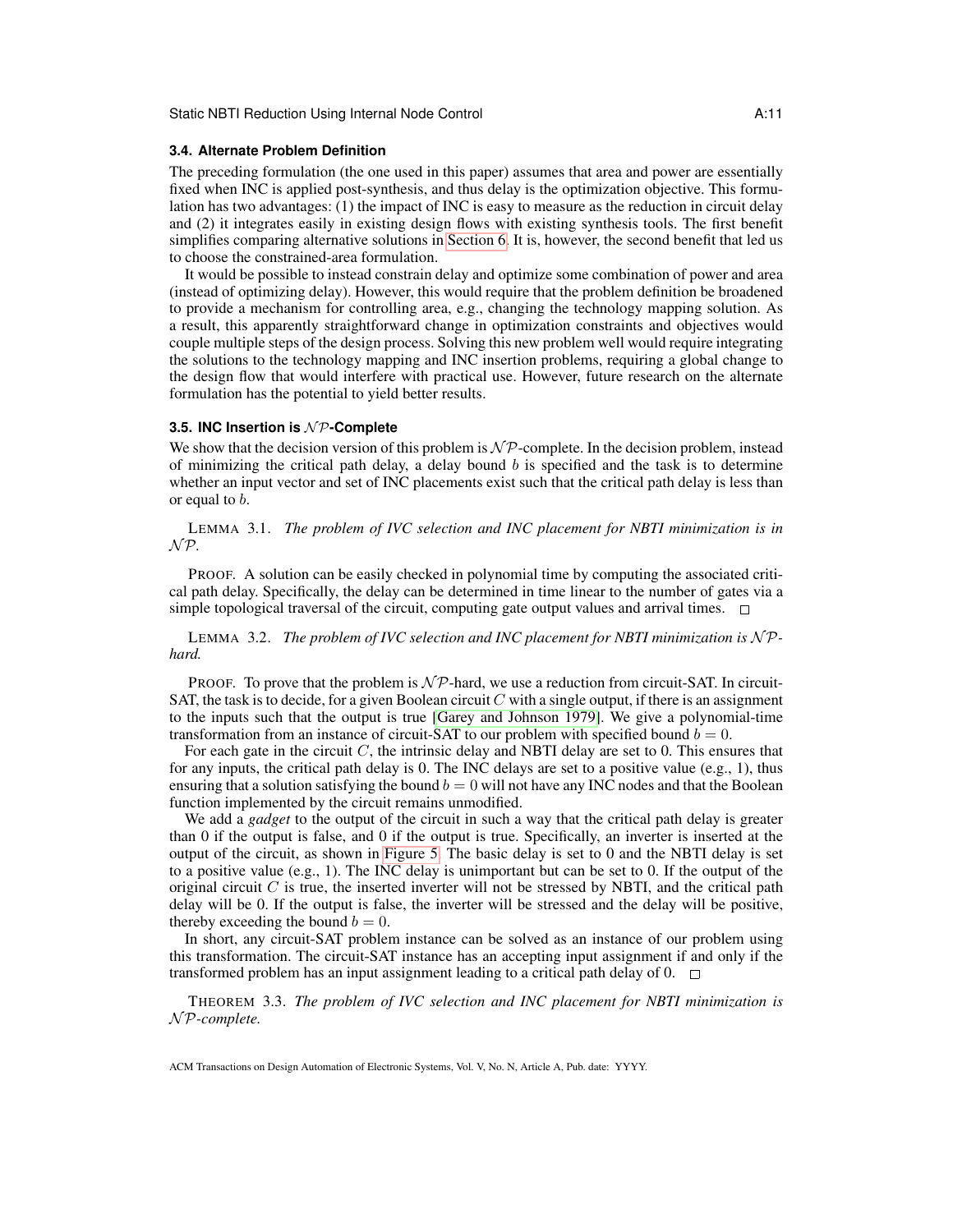### 3.4. Alternate Problem Definition

The preceding formulation (the one used in this paper) assumes that area and power are essentially fixed when INC is applied post-synthesis, and thus delay is the optimization objective. This formulation has two advantages: (1) the impact of INC is easy to measure as the reduction in circuit delay and (2) it integrates easily in existing design flows with existing synthesis tools. The first benefit simplifies comparing alternative solutions in Section 6. It is, however, the second benefit that led us to choose the constrained-area formulation.

It would be possible to instead constrain delay and optimize some combination of power and area (instead of optimizing delay). However, this would require that the problem definition be broadened to provide a mechanism for controlling area, e.g., changing the technology mapping solution. As a result, this apparently straightforward change in optimization constraints and objectives would couple multiple steps of the design process. Solving this new problem well would require integrating the solutions to the technology mapping and INC insertion problems, requiring a global change to the design flow that would interfere with practical use. However, future research on the alternate formulation has the potential to yield better results.

### 3.5. INC Insertion is $\mathcal{NP}$-Complete

We show that the decision version of this problem is $\mathcal{NP}$-complete. In the decision problem, instead of minimizing the critical path delay, a delay bound $b$ is specified and the task is to determine whether an input vector and set of INC placements exist such that the critical path delay is less than or equal to $b$.

LEMMA 3.1. *The problem of IVC selection and INC placement for NBTI minimization is in $\mathcal{NP}$.*

PROOF. A solution can be easily checked in polynomial time by computing the associated critical path delay. Specifically, the delay can be determined in time linear to the number of gates via a simple topological traversal of the circuit, computing gate output values and arrival times. □

LEMMA 3.2. *The problem of IVC selection and INC placement for NBTI minimization is $\mathcal{NP}$-hard.*

PROOF. To prove that the problem is $\mathcal{NP}$-hard, we use a reduction from circuit-SAT. In circuit-SAT, the task is to decide, for a given Boolean circuit $C$ with a single output, if there is an assignment to the inputs such that the output is true [Garey and Johnson 1979]. We give a polynomial-time transformation from an instance of circuit-SAT to our problem with specified bound $b = 0$.

For each gate in the circuit $C$, the intrinsic delay and NBTI delay are set to 0. This ensures that for any inputs, the critical path delay is 0. The INC delays are set to a positive value (e.g., 1), thus ensuring that a solution satisfying the bound $b = 0$ will not have any INC nodes and that the Boolean function implemented by the circuit remains unmodified.

We add a *gadget* to the output of the circuit in such a way that the critical path delay is greater than 0 if the output is false, and 0 if the output is true. Specifically, an inverter is inserted at the output of the circuit, as shown in Figure 5. The basic delay is set to 0 and the NBTI delay is set to a positive value (e.g., 1). The INC delay is unimportant but can be set to 0. If the output of the original circuit $C$ is true, the inserted inverter will not be stressed by NBTI, and the critical path delay will be 0. If the output is false, the inverter will be stressed and the delay will be positive, thereby exceeding the bound $b = 0$.

In short, any circuit-SAT problem instance can be solved as an instance of our problem using this transformation. The circuit-SAT instance has an accepting input assignment if and only if the transformed problem has an input assignment leading to a critical path delay of 0. □

THEOREM 3.3. *The problem of IVC selection and INC placement for NBTI minimization is $\mathcal{NP}$-complete.*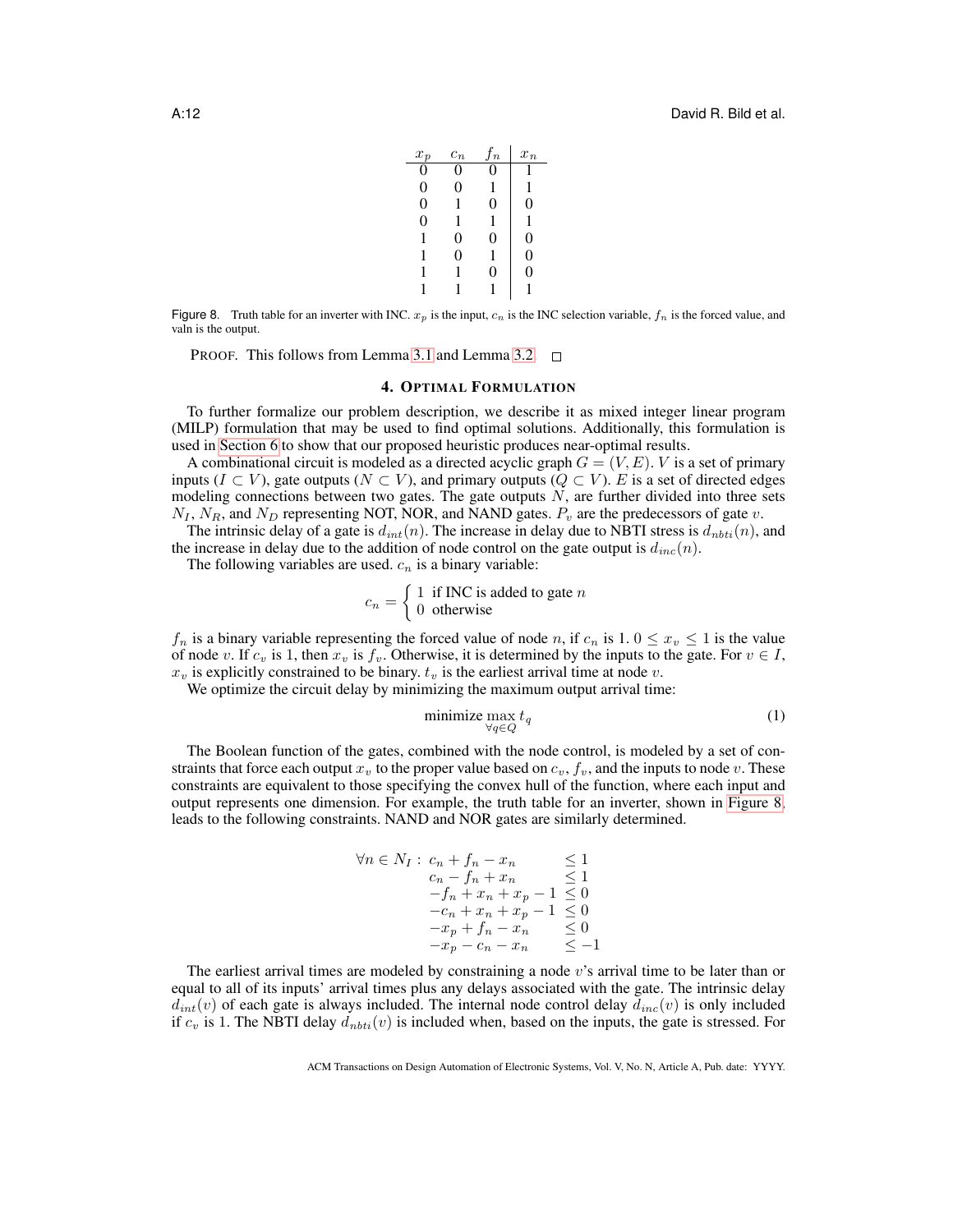| $x_p$ | $c_n$ | $f_n$ | $x_n$ |
|---|---|---|---|
| 0 | 0 | 0 | 1 |
| 0 | 0 | 1 | 1 |
| 0 | 1 | 0 | 0 |
| 0 | 1 | 1 | 1 |
| 1 | 0 | 0 | 0 |
| 1 | 0 | 1 | 0 |
| 1 | 1 | 0 | 0 |
| 1 | 1 | 1 | 1 |

Figure 8. Truth table for an inverter with INC. $x_p$ is the input, $c_n$ is the INC selection variable, $f_n$ is the forced value, and valn is the output.

PROOF. This follows from Lemma 3.1 and Lemma 3.2. □

## 4. OPTIMAL FORMULATION

To further formalize our problem description, we describe it as mixed integer linear program (MILP) formulation that may be used to find optimal solutions. Additionally, this formulation is used in Section 6 to show that our proposed heuristic produces near-optimal results.

A combinational circuit is modeled as a directed acyclic graph $G = (V, E)$. $V$ is a set of primary inputs ($I \subset V$), gate outputs ($N \subset V$), and primary outputs ($Q \subset V$). $E$ is a set of directed edges modeling connections between two gates. The gate outputs $N$, are further divided into three sets $N_I$, $N_R$, and $N_D$ representing NOT, NOR, and NAND gates. $P_v$ are the predecessors of gate $v$.

The intrinsic delay of a gate is $d_{int}(n)$. The increase in delay due to NBTI stress is $d_{nbti}(n)$, and the increase in delay due to the addition of node control on the gate output is $d_{inc}(n)$.

The following variables are used. $c_n$ is a binary variable:

$$c_n = \begin{cases} 1 & \text{if INC is added to gate } n \\ 0 & \text{otherwise} \end{cases}$$

$f_n$ is a binary variable representing the forced value of node $n$, if $c_n$ is 1. $0 \leq x_v \leq 1$ is the value of node $v$. If $c_v$ is 1, then $x_v$ is $f_v$. Otherwise, it is determined by the inputs to the gate. For $v \in I$, $x_v$ is explicitly constrained to be binary. $t_v$ is the earliest arrival time at node $v$.

We optimize the circuit delay by minimizing the maximum output arrival time:

$$\text{minimize} \max_{\forall q \in Q} t_q \tag{1}$$

The Boolean function of the gates, combined with the node control, is modeled by a set of constraints that force each output $x_v$ to the proper value based on $c_v$, $f_v$, and the inputs to node $v$. These constraints are equivalent to those specifying the convex hull of the function, where each input and output represents one dimension. For example, the truth table for an inverter, shown in Figure 8, leads to the following constraints. NAND and NOR gates are similarly determined.

$$\begin{aligned}
\forall n \in N_I : \; & c_n + f_n - x_n && \leq 1 \\
& c_n - f_n + x_n && \leq 1 \\
& -f_n + x_n + x_p - 1 && \leq 0 \\
& -c_n + x_n + x_p - 1 && \leq 0 \\
& -x_p + f_n - x_n && \leq 0 \\
& -x_p - c_n - x_n && \leq -1
\end{aligned}$$

The earliest arrival times are modeled by constraining a node $v$'s arrival time to be later than or equal to all of its inputs' arrival times plus any delays associated with the gate. The intrinsic delay $d_{int}(v)$ of each gate is always included. The internal node control delay $d_{inc}(v)$ is only included if $c_v$ is 1. The NBTI delay $d_{nbti}(v)$ is included when, based on the inputs, the gate is stressed. For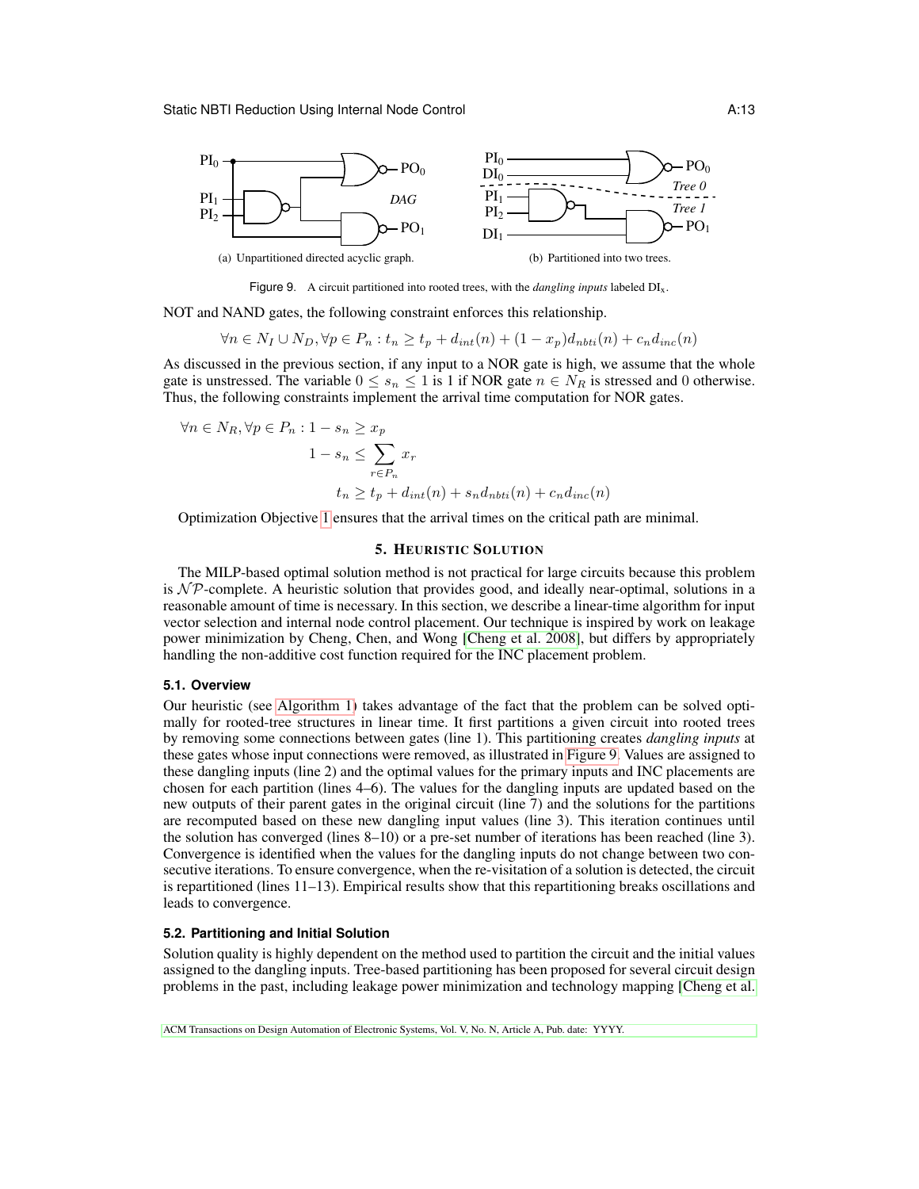PI$_0$
PI$_1$
PI$_2$
PO$_0$
DAG
PO$_1$

(a) Unpartitioned directed acyclic graph.

PI$_0$
DI$_0$
PI$_1$
PI$_2$
DI$_1$
PO$_0$
Tree 0
Tree 1
PO$_1$

(b) Partitioned into two trees.

Figure 9. A circuit partitioned into rooted trees, with the *dangling inputs* labeled DI$_x$.

NOT and NAND gates, the following constraint enforces this relationship.

$$\forall n \in N_I \cup N_D, \forall p \in P_n : t_n \geq t_p + d_{int}(n) + (1 - x_p) d_{nbti}(n) + c_n d_{inc}(n)$$

As discussed in the previous section, if any input to a NOR gate is high, we assume that the whole gate is unstressed. The variable $0 \leq s_n \leq 1$ is 1 if NOR gate $n \in N_R$ is stressed and 0 otherwise. Thus, the following constraints implement the arrival time computation for NOR gates.

$$\forall n \in N_R, \forall p \in P_n : 1 - s_n \geq x_p$$

$$1 - s_n \leq \sum_{r \in P_n} x_r$$

$$t_n \geq t_p + d_{int}(n) + s_n d_{nbti}(n) + c_n d_{inc}(n)$$

Optimization Objective 1 ensures that the arrival times on the critical path are minimal.

## 5. HEURISTIC SOLUTION

The MILP-based optimal solution method is not practical for large circuits because this problem is $\mathcal{NP}$-complete. A heuristic solution that provides good, and ideally near-optimal, solutions in a reasonable amount of time is necessary. In this section, we describe a linear-time algorithm for input vector selection and internal node control placement. Our technique is inspired by work on leakage power minimization by Cheng, Chen, and Wong [Cheng et al. 2008], but differs by appropriately handling the non-additive cost function required for the INC placement problem.

### 5.1. Overview

Our heuristic (see Algorithm 1) takes advantage of the fact that the problem can be solved optimally for rooted-tree structures in linear time. It first partitions a given circuit into rooted trees by removing some connections between gates (line 1). This partitioning creates *dangling inputs* at these gates whose input connections were removed, as illustrated in Figure 9. Values are assigned to these dangling inputs (line 2) and the optimal values for the primary inputs and INC placements are chosen for each partition (lines 4–6). The values for the dangling inputs are updated based on the new outputs of their parent gates in the original circuit (line 7) and the solutions for the partitions are recomputed based on these new dangling input values (line 3). This iteration continues until the solution has converged (lines 8–10) or a pre-set number of iterations has been reached (line 3). Convergence is identified when the values for the dangling inputs do not change between two consecutive iterations. To ensure convergence, when the re-visitation of a solution is detected, the circuit is repartitioned (lines 11–13). Empirical results show that this repartitioning breaks oscillations and leads to convergence.

### 5.2. Partitioning and Initial Solution

Solution quality is highly dependent on the method used to partition the circuit and the initial values assigned to the dangling inputs. Tree-based partitioning has been proposed for several circuit design problems in the past, including leakage power minimization and technology mapping [Cheng et al.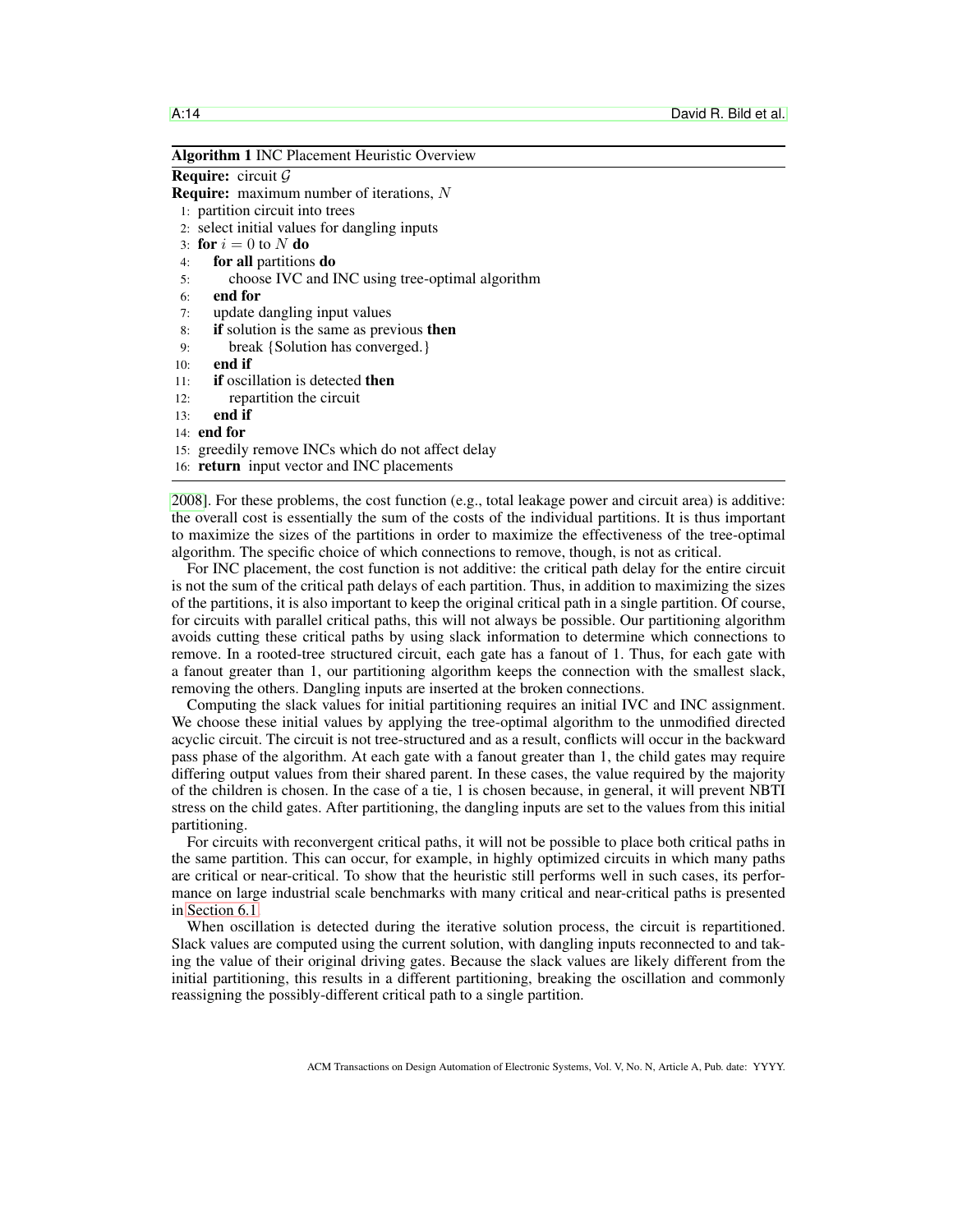**Algorithm 1** INC Placement Heuristic Overview

**Require:** circuit $\mathcal{G}$
**Require:** maximum number of iterations, $N$

```
1: partition circuit into trees
2: select initial values for dangling inputs
3: for i = 0 to N do
4:    for all partitions do
5:       choose IVC and INC using tree-optimal algorithm
6:    end for
7:    update dangling input values
8:    if solution is the same as previous then
9:       break {Solution has converged.}
10:   end if
11:   if oscillation is detected then
12:      repartition the circuit
13:   end if
14: end for
15: greedily remove INCs which do not affect delay
16: return input vector and INC placements
```

2008]. For these problems, the cost function (e.g., total leakage power and circuit area) is additive: the overall cost is essentially the sum of the costs of the individual partitions. It is thus important to maximize the sizes of the partitions in order to maximize the effectiveness of the tree-optimal algorithm. The specific choice of which connections to remove, though, is not as critical.

For INC placement, the cost function is not additive: the critical path delay for the entire circuit is not the sum of the critical path delays of each partition. Thus, in addition to maximizing the sizes of the partitions, it is also important to keep the original critical path in a single partition. Of course, for circuits with parallel critical paths, this will not always be possible. Our partitioning algorithm avoids cutting these critical paths by using slack information to determine which connections to remove. In a rooted-tree structured circuit, each gate has a fanout of 1. Thus, for each gate with a fanout greater than 1, our partitioning algorithm keeps the connection with the smallest slack, removing the others. Dangling inputs are inserted at the broken connections.

Computing the slack values for initial partitioning requires an initial IVC and INC assignment. We choose these initial values by applying the tree-optimal algorithm to the unmodified directed acyclic circuit. The circuit is not tree-structured and as a result, conflicts will occur in the backward pass phase of the algorithm. At each gate with a fanout greater than 1, the child gates may require differing output values from their shared parent. In these cases, the value required by the majority of the children is chosen. In the case of a tie, 1 is chosen because, in general, it will prevent NBTI stress on the child gates. After partitioning, the dangling inputs are set to the values from this initial partitioning.

For circuits with reconvergent critical paths, it will not be possible to place both critical paths in the same partition. This can occur, for example, in highly optimized circuits in which many paths are critical or near-critical. To show that the heuristic still performs well in such cases, its performance on large industrial scale benchmarks with many critical and near-critical paths is presented in Section 6.1.

When oscillation is detected during the iterative solution process, the circuit is repartitioned. Slack values are computed using the current solution, with dangling inputs reconnected to and taking the value of their original driving gates. Because the slack values are likely different from the initial partitioning, this results in a different partitioning, breaking the oscillation and commonly reassigning the possibly-different critical path to a single partition.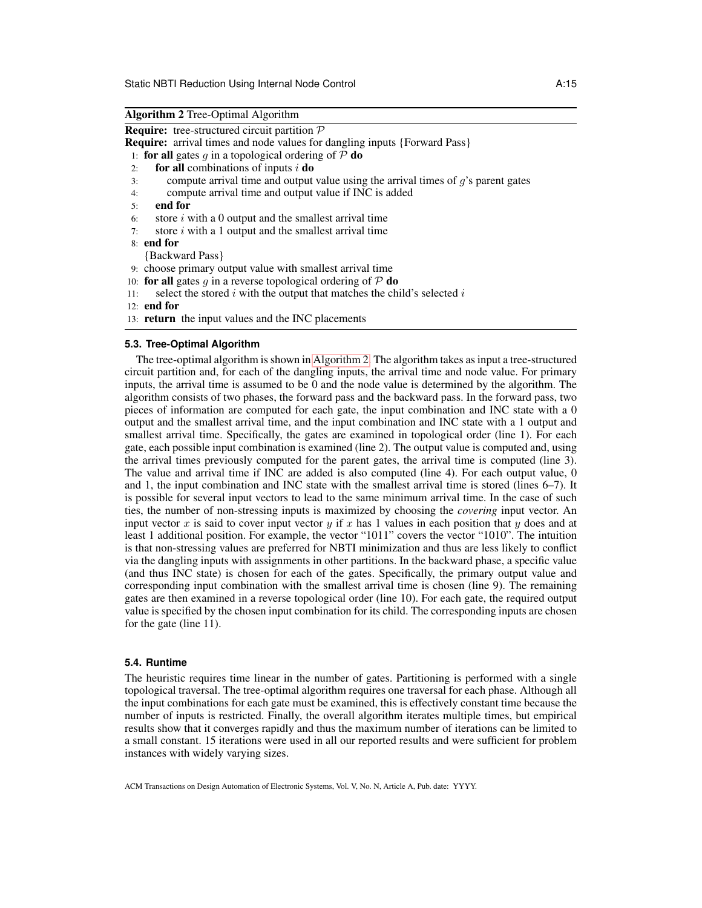**Algorithm 2** Tree-Optimal Algorithm

```
Require: tree-structured circuit partition P
Require: arrival times and node values for dangling inputs {Forward Pass}
 1: for all gates g in a topological ordering of P do
 2:    for all combinations of inputs i do
 3:       compute arrival time and output value using the arrival times of g's parent gates
 4:       compute arrival time and output value if INC is added
 5:    end for
 6:    store i with a 0 output and the smallest arrival time
 7:    store i with a 1 output and the smallest arrival time
 8: end for
   {Backward Pass}
 9: choose primary output value with smallest arrival time
10: for all gates g in a reverse topological ordering of P do
11:    select the stored i with the output that matches the child's selected i
12: end for
13: return the input values and the INC placements
```

### 5.3. Tree-Optimal Algorithm

The tree-optimal algorithm is shown in Algorithm 2. The algorithm takes as input a tree-structured circuit partition and, for each of the dangling inputs, the arrival time and node value. For primary inputs, the arrival time is assumed to be 0 and the node value is determined by the algorithm. The algorithm consists of two phases, the forward pass and the backward pass. In the forward pass, two pieces of information are computed for each gate, the input combination and INC state with a 0 output and the smallest arrival time, and the input combination and INC state with a 1 output and smallest arrival time. Specifically, the gates are examined in topological order (line 1). For each gate, each possible input combination is examined (line 2). The output value is computed and, using the arrival times previously computed for the parent gates, the arrival time is computed (line 3). The value and arrival time if INC are added is also computed (line 4). For each output value, 0 and 1, the input combination and INC state with the smallest arrival time is stored (lines 6–7). It is possible for several input vectors to lead to the same minimum arrival time. In the case of such ties, the number of non-stressing inputs is maximized by choosing the *covering* input vector. An input vector $x$ is said to cover input vector $y$ if $x$ has 1 values in each position that $y$ does and at least 1 additional position. For example, the vector "1011" covers the vector "1010". The intuition is that non-stressing values are preferred for NBTI minimization and thus are less likely to conflict via the dangling inputs with assignments in other partitions. In the backward phase, a specific value (and thus INC state) is chosen for each of the gates. Specifically, the primary output value and corresponding input combination with the smallest arrival time is chosen (line 9). The remaining gates are then examined in a reverse topological order (line 10). For each gate, the required output value is specified by the chosen input combination for its child. The corresponding inputs are chosen for the gate (line 11).

### 5.4. Runtime

The heuristic requires time linear in the number of gates. Partitioning is performed with a single topological traversal. The tree-optimal algorithm requires one traversal for each phase. Although all the input combinations for each gate must be examined, this is effectively constant time because the number of inputs is restricted. Finally, the overall algorithm iterates multiple times, but empirical results show that it converges rapidly and thus the maximum number of iterations can be limited to a small constant. 15 iterations were used in all our reported results and were sufficient for problem instances with widely varying sizes.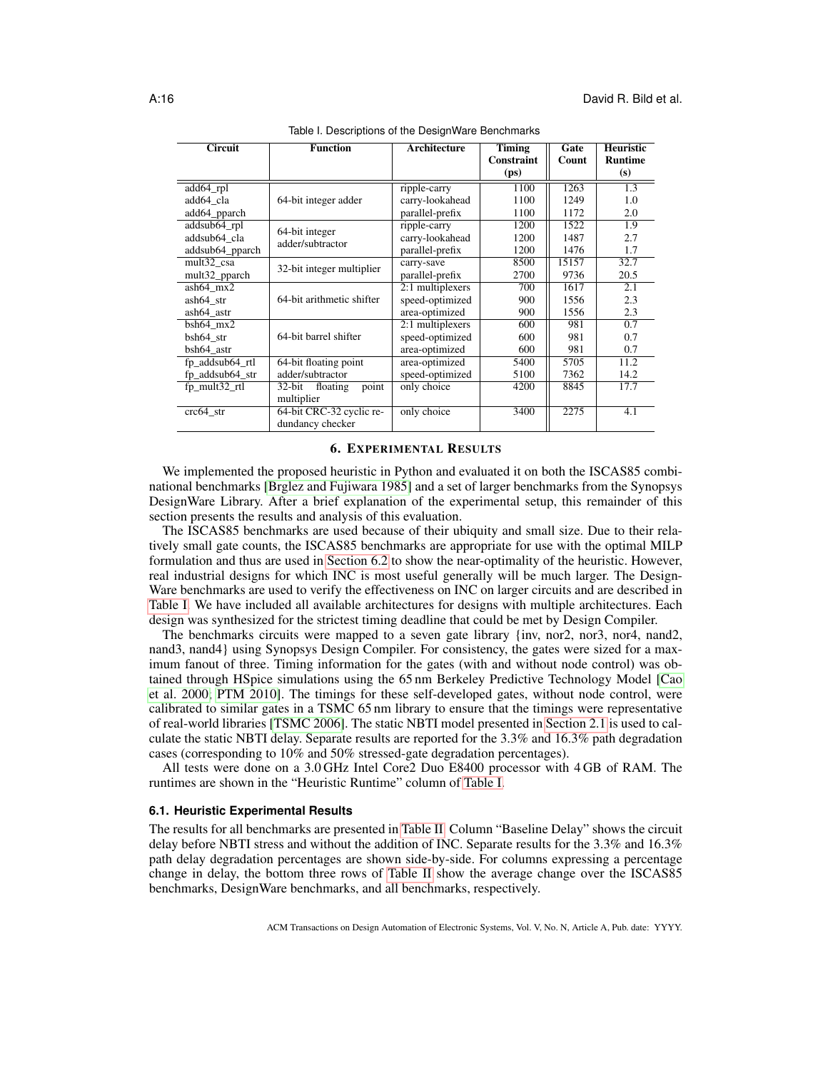Table I. Descriptions of the DesignWare Benchmarks

| Circuit | Function | Architecture | Timing Constraint (ps) | Gate Count | Heuristic Runtime (s) |
|---|---|---|---|---|---|
| add64_rpl | 64-bit integer adder | ripple-carry | 1100 | 1263 | 1.3 |
| add64_cla | | carry-lookahead | 1100 | 1249 | 1.0 |
| add64_pparch | | parallel-prefix | 1100 | 1172 | 2.0 |
| addsub64_rpl | 64-bit integer adder/subtractor | ripple-carry | 1200 | 1522 | 1.9 |
| addsub64_cla | | carry-lookahead | 1200 | 1487 | 2.7 |
| addsub64_pparch | | parallel-prefix | 1200 | 1476 | 1.7 |
| mult32_csa | 32-bit integer multiplier | carry-save | 8500 | 15157 | 32.7 |
| mult32_pparch | | parallel-prefix | 2700 | 9736 | 20.5 |
| ash64_mx2 | 64-bit arithmetic shifter | 2:1 multiplexers | 700 | 1617 | 2.1 |
| ash64_str | | speed-optimized | 900 | 1556 | 2.3 |
| ash64_astr | | area-optimized | 900 | 1556 | 2.3 |
| bsh64_mx2 | 64-bit barrel shifter | 2:1 multiplexers | 600 | 981 | 0.7 |
| bsh64_str | | speed-optimized | 600 | 981 | 0.7 |
| bsh64_astr | | area-optimized | 600 | 981 | 0.7 |
| fp_addsub64_rtl | 64-bit floating point adder/subtractor | area-optimized | 5400 | 5705 | 11.2 |
| fp_addsub64_str | | speed-optimized | 5100 | 7362 | 14.2 |
| fp_mult32_rtl | 32-bit floating point multiplier | only choice | 4200 | 8845 | 17.7 |
| crc64_str | 64-bit CRC-32 cyclic redundancy checker | only choice | 3400 | 2275 | 4.1 |

## 6. EXPERIMENTAL RESULTS

We implemented the proposed heuristic in Python and evaluated it on both the ISCAS85 combinational benchmarks [Brglez and Fujiwara 1985] and a set of larger benchmarks from the Synopsys DesignWare Library. After a brief explanation of the experimental setup, this remainder of this section presents the results and analysis of this evaluation.

The ISCAS85 benchmarks are used because of their ubiquity and small size. Due to their relatively small gate counts, the ISCAS85 benchmarks are appropriate for use with the optimal MILP formulation and thus are used in Section 6.2 to show the near-optimality of the heuristic. However, real industrial designs for which INC is most useful generally will be much larger. The DesignWare benchmarks are used to verify the effectiveness on INC on larger circuits and are described in Table I. We have included all available architectures for designs with multiple architectures. Each design was synthesized for the strictest timing deadline that could be met by Design Compiler.

The benchmarks circuits were mapped to a seven gate library {inv, nor2, nor3, nor4, nand2, nand3, nand4} using Synopsys Design Compiler. For consistency, the gates were sized for a maximum fanout of three. Timing information for the gates (with and without node control) was obtained through HSpice simulations using the 65 nm Berkeley Predictive Technology Model [Cao et al. 2000; PTM 2010]. The timings for these self-developed gates, without node control, were calibrated to similar gates in a TSMC 65 nm library to ensure that the timings were representative of real-world libraries [TSMC 2006]. The static NBTI model presented in Section 2.1 is used to calculate the static NBTI delay. Separate results are reported for the 3.3% and 16.3% path degradation cases (corresponding to 10% and 50% stressed-gate degradation percentages).

All tests were done on a 3.0 GHz Intel Core2 Duo E8400 processor with 4 GB of RAM. The runtimes are shown in the "Heuristic Runtime" column of Table I.

### 6.1. Heuristic Experimental Results

The results for all benchmarks are presented in Table II. Column "Baseline Delay" shows the circuit delay before NBTI stress and without the addition of INC. Separate results for the 3.3% and 16.3% path delay degradation percentages are shown side-by-side. For columns expressing a percentage change in delay, the bottom three rows of Table II show the average change over the ISCAS85 benchmarks, DesignWare benchmarks, and all benchmarks, respectively.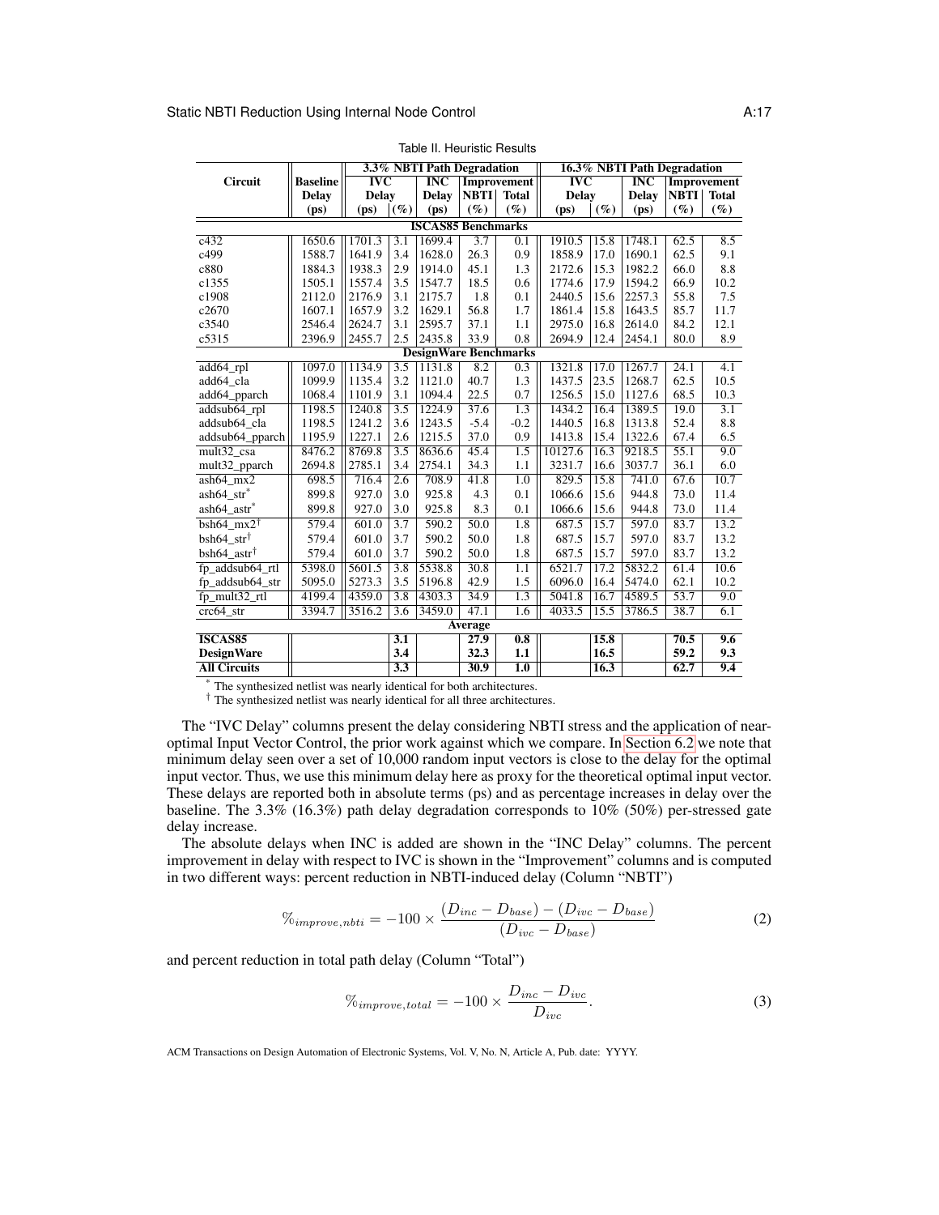Table II. Heuristic Results

| Circuit | Baseline Delay (ps) | 3.3% NBTI Path Degradation: IVC Delay (ps) | IVC Delay (%) | INC Delay (ps) | Improvement NBTI (%) | Improvement Total (%) | 16.3% NBTI Path Degradation: IVC Delay (ps) | IVC Delay (%) | INC Delay (ps) | Improvement NBTI (%) | Improvement Total (%) |
|---|---|---|---|---|---|---|---|---|---|---|---|
| **ISCAS85 Benchmarks** | | | | | | | | | | | |
| c432 | 1650.6 | 1701.3 | 3.1 | 1699.4 | 3.7 | 0.1 | 1910.5 | 15.8 | 1748.1 | 62.5 | 8.5 |
| c499 | 1588.7 | 1641.9 | 3.4 | 1628.0 | 26.3 | 0.9 | 1858.9 | 17.0 | 1690.1 | 62.5 | 9.1 |
| c880 | 1884.3 | 1938.3 | 2.9 | 1914.0 | 45.1 | 1.3 | 2172.6 | 15.3 | 1982.2 | 66.0 | 8.8 |
| c1355 | 1505.1 | 1557.4 | 3.5 | 1547.7 | 18.5 | 0.6 | 1774.6 | 17.9 | 1594.2 | 66.9 | 10.2 |
| c1908 | 2112.0 | 2176.9 | 3.1 | 2175.7 | 1.8 | 0.1 | 2440.5 | 15.6 | 2257.3 | 55.8 | 7.5 |
| c2670 | 1607.1 | 1657.9 | 3.2 | 1629.1 | 56.8 | 1.7 | 1861.4 | 15.8 | 1643.5 | 85.7 | 11.7 |
| c3540 | 2546.4 | 2624.7 | 3.1 | 2595.7 | 37.1 | 1.1 | 2975.0 | 16.8 | 2614.0 | 84.2 | 12.1 |
| c5315 | 2396.9 | 2455.7 | 2.5 | 2435.8 | 33.9 | 0.8 | 2694.9 | 12.4 | 2454.1 | 80.0 | 8.9 |
| **DesignWare Benchmarks** | | | | | | | | | | | |
| add64_rpl | 1097.0 | 1134.9 | 3.5 | 1131.8 | 8.2 | 0.3 | 1321.8 | 17.0 | 1267.7 | 24.1 | 4.1 |
| add64_cla | 1099.9 | 1135.4 | 3.2 | 1121.0 | 40.7 | 1.3 | 1437.5 | 23.5 | 1268.7 | 62.5 | 10.5 |
| add64_pparch | 1068.4 | 1101.9 | 3.1 | 1094.4 | 22.5 | 0.7 | 1256.5 | 15.0 | 1127.6 | 68.5 | 10.3 |
| addsub64_rpl | 1198.5 | 1240.8 | 3.5 | 1224.9 | 37.6 | 1.3 | 1434.2 | 16.4 | 1389.5 | 19.0 | 3.1 |
| addsub64_cla | 1198.5 | 1241.2 | 3.6 | 1243.5 | -5.4 | -0.2 | 1440.5 | 16.8 | 1313.8 | 52.4 | 8.8 |
| addsub64_pparch | 1195.9 | 1227.1 | 2.6 | 1215.5 | 37.0 | 0.9 | 1413.8 | 15.4 | 1322.6 | 67.4 | 6.5 |
| mult32_csa | 8476.2 | 8769.8 | 3.5 | 8636.6 | 45.4 | 1.5 | 10127.6 | 16.3 | 9218.5 | 55.1 | 9.0 |
| mult32_pparch | 2694.8 | 2785.1 | 3.4 | 2754.1 | 34.3 | 1.1 | 3231.7 | 16.6 | 3037.7 | 36.1 | 6.0 |
| ash64_mx2 | 698.5 | 716.4 | 2.6 | 708.9 | 41.8 | 1.0 | 829.5 | 15.8 | 741.0 | 67.6 | 10.7 |
| ash64_str* | 899.8 | 927.0 | 3.0 | 925.8 | 4.3 | 0.1 | 1066.6 | 15.6 | 944.8 | 73.0 | 11.4 |
| ash64_astr* | 899.8 | 927.0 | 3.0 | 925.8 | 8.3 | 0.1 | 1066.6 | 15.6 | 944.8 | 73.0 | 11.4 |
| bsh64_mx2† | 579.4 | 601.0 | 3.7 | 590.2 | 50.0 | 1.8 | 687.5 | 15.7 | 597.0 | 83.7 | 13.2 |
| bsh64_str† | 579.4 | 601.0 | 3.7 | 590.2 | 50.0 | 1.8 | 687.5 | 15.7 | 597.0 | 83.7 | 13.2 |
| bsh64_astr† | 579.4 | 601.0 | 3.7 | 590.2 | 50.0 | 1.8 | 687.5 | 15.7 | 597.0 | 83.7 | 13.2 |
| fp_addsub64_rtl | 5398.0 | 5601.5 | 3.8 | 5538.8 | 30.8 | 1.1 | 6521.7 | 17.2 | 5832.2 | 61.4 | 10.6 |
| fp_addsub64_str | 5095.0 | 5273.3 | 3.5 | 5196.8 | 42.9 | 1.5 | 6096.0 | 16.4 | 5474.0 | 62.1 | 10.2 |
| fp_mult32_rtl | 4199.4 | 4359.0 | 3.8 | 4303.3 | 34.9 | 1.3 | 5041.8 | 16.7 | 4589.5 | 53.7 | 9.0 |
| crc64_str | 3394.7 | 3516.2 | 3.6 | 3459.0 | 47.1 | 1.6 | 4033.5 | 15.5 | 3786.5 | 38.7 | 6.1 |
| **Average** | | | | | | | | | | | |
| **ISCAS85** | | | **3.1** | | **27.9** | **0.8** | | **15.8** | | **70.5** | **9.6** |
| **DesignWare** | | | **3.4** | | **32.3** | **1.1** | | **16.5** | | **59.2** | **9.3** |
| **All Circuits** | | | **3.3** | | **30.9** | **1.0** | | **16.3** | | **62.7** | **9.4** |

\* The synthesized netlist was nearly identical for both architectures.

† The synthesized netlist was nearly identical for all three architectures.

The "IVC Delay" columns present the delay considering NBTI stress and the application of near-optimal Input Vector Control, the prior work against which we compare. In Section 6.2 we note that minimum delay seen over a set of 10,000 random input vectors is close to the delay for the optimal input vector. Thus, we use this minimum delay here as proxy for the theoretical optimal input vector. These delays are reported both in absolute terms (ps) and as percentage increases in delay over the baseline. The 3.3% (16.3%) path delay degradation corresponds to 10% (50%) per-stressed gate delay increase.

The absolute delays when INC is added are shown in the "INC Delay" columns. The percent improvement in delay with respect to IVC is shown in the "Improvement" columns and is computed in two different ways: percent reduction in NBTI-induced delay (Column "NBTI")

$$\%_{improve,nbti} = -100 \times \frac{(D_{inc} - D_{base}) - (D_{ivc} - D_{base})}{(D_{ivc} - D_{base})} \tag{2}$$

and percent reduction in total path delay (Column "Total")

$$\%_{improve,total} = -100 \times \frac{D_{inc} - D_{ivc}}{D_{ivc}}. \tag{3}$$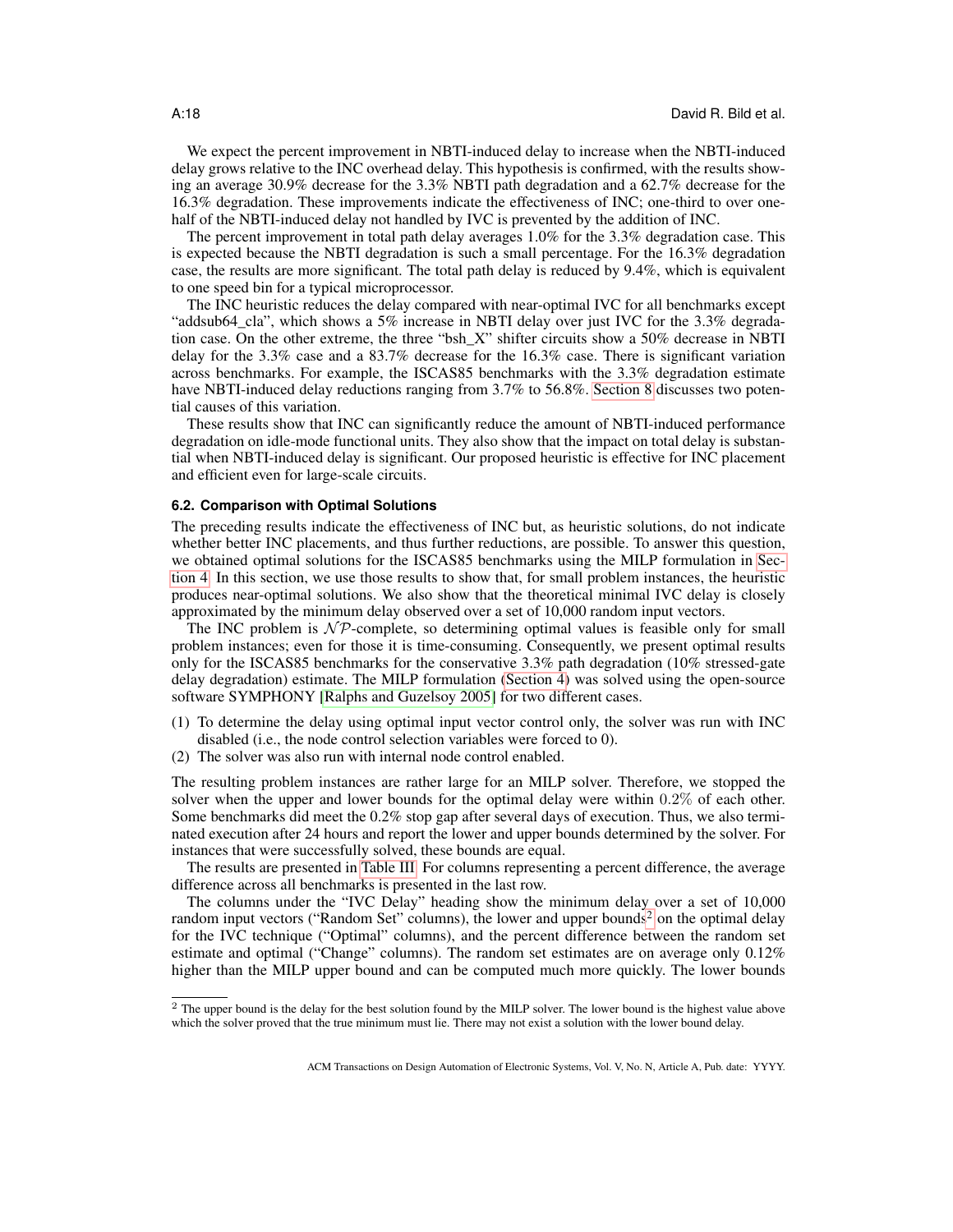We expect the percent improvement in NBTI-induced delay to increase when the NBTI-induced delay grows relative to the INC overhead delay. This hypothesis is confirmed, with the results showing an average 30.9% decrease for the 3.3% NBTI path degradation and a 62.7% decrease for the 16.3% degradation. These improvements indicate the effectiveness of INC; one-third to over one-half of the NBTI-induced delay not handled by IVC is prevented by the addition of INC.

The percent improvement in total path delay averages 1.0% for the 3.3% degradation case. This is expected because the NBTI degradation is such a small percentage. For the 16.3% degradation case, the results are more significant. The total path delay is reduced by 9.4%, which is equivalent to one speed bin for a typical microprocessor.

The INC heuristic reduces the delay compared with near-optimal IVC for all benchmarks except "addsub64_cla", which shows a 5% increase in NBTI delay over just IVC for the 3.3% degradation case. On the other extreme, the three "bsh_X" shifter circuits show a 50% decrease in NBTI delay for the 3.3% case and a 83.7% decrease for the 16.3% case. There is significant variation across benchmarks. For example, the ISCAS85 benchmarks with the 3.3% degradation estimate have NBTI-induced delay reductions ranging from 3.7% to 56.8%. Section 8 discusses two potential causes of this variation.

These results show that INC can significantly reduce the amount of NBTI-induced performance degradation on idle-mode functional units. They also show that the impact on total delay is substantial when NBTI-induced delay is significant. Our proposed heuristic is effective for INC placement and efficient even for large-scale circuits.

### 6.2. Comparison with Optimal Solutions

The preceding results indicate the effectiveness of INC but, as heuristic solutions, do not indicate whether better INC placements, and thus further reductions, are possible. To answer this question, we obtained optimal solutions for the ISCAS85 benchmarks using the MILP formulation in Section 4. In this section, we use those results to show that, for small problem instances, the heuristic produces near-optimal solutions. We also show that the theoretical minimal IVC delay is closely approximated by the minimum delay observed over a set of 10,000 random input vectors.

The INC problem is $\mathcal{NP}$-complete, so determining optimal values is feasible only for small problem instances; even for those it is time-consuming. Consequently, we present optimal results only for the ISCAS85 benchmarks for the conservative 3.3% path degradation (10% stressed-gate delay degradation) estimate. The MILP formulation (Section 4) was solved using the open-source software SYMPHONY [Ralphs and Guzelsoy 2005] for two different cases.

(1) To determine the delay using optimal input vector control only, the solver was run with INC disabled (i.e., the node control selection variables were forced to 0).
(2) The solver was also run with internal node control enabled.

The resulting problem instances are rather large for an MILP solver. Therefore, we stopped the solver when the upper and lower bounds for the optimal delay were within $0.2\%$ of each other. Some benchmarks did meet the 0.2% stop gap after several days of execution. Thus, we also terminated execution after 24 hours and report the lower and upper bounds determined by the solver. For instances that were successfully solved, these bounds are equal.

The results are presented in Table III. For columns representing a percent difference, the average difference across all benchmarks is presented in the last row.

The columns under the "IVC Delay" heading show the minimum delay over a set of 10,000 random input vectors ("Random Set" columns), the lower and upper bounds[2] on the optimal delay for the IVC technique ("Optimal" columns), and the percent difference between the random set estimate and optimal ("Change" columns). The random set estimates are on average only 0.12% higher than the MILP upper bound and can be computed much more quickly. The lower bounds

[2] The upper bound is the delay for the best solution found by the MILP solver. The lower bound is the highest value above which the solver proved that the true minimum must lie. There may not exist a solution with the lower bound delay.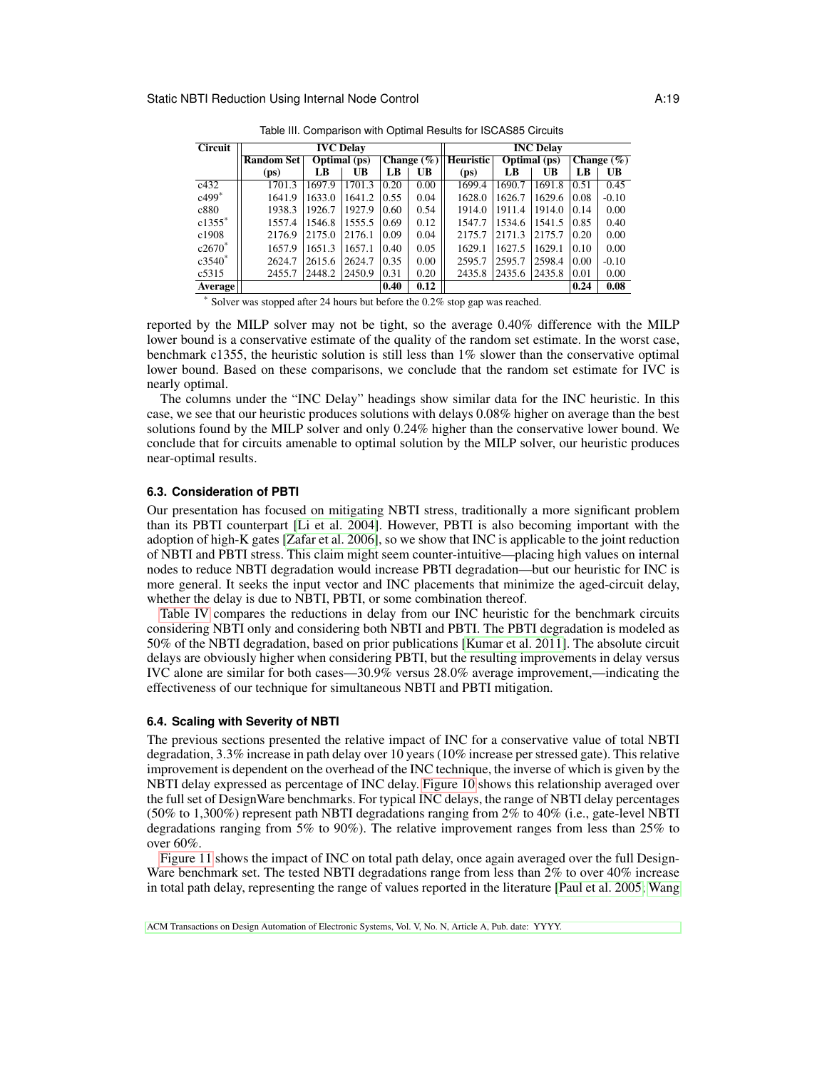Table III. Comparison with Optimal Results for ISCAS85 Circuits

| Circuit | IVC Delay | | | | | INC Delay | | | | |
|---|---|---|---|---|---|---|---|---|---|---|
| | Random Set | Optimal (ps) | | Change (%) | | Heuristic | Optimal (ps) | | Change (%) | |
| | (ps) | LB | UB | LB | UB | (ps) | LB | UB | LB | UB |
| c432 | 1701.3 | 1697.9 | 1701.3 | 0.20 | 0.00 | 1699.4 | 1690.7 | 1691.8 | 0.51 | 0.45 |
| c499* | 1641.9 | 1633.0 | 1641.2 | 0.55 | 0.04 | 1628.0 | 1626.7 | 1629.6 | 0.08 | -0.10 |
| c880 | 1938.3 | 1926.7 | 1927.9 | 0.60 | 0.54 | 1914.0 | 1911.4 | 1914.0 | 0.14 | 0.00 |
| c1355* | 1557.4 | 1546.8 | 1555.5 | 0.69 | 0.12 | 1547.7 | 1534.6 | 1541.5 | 0.85 | 0.40 |
| c1908 | 2176.9 | 2175.0 | 2176.1 | 0.09 | 0.04 | 2175.7 | 2171.3 | 2175.7 | 0.20 | 0.00 |
| c2670* | 1657.9 | 1651.3 | 1657.1 | 0.40 | 0.05 | 1629.1 | 1627.5 | 1629.1 | 0.10 | 0.00 |
| c3540* | 2624.7 | 2615.6 | 2624.7 | 0.35 | 0.00 | 2595.7 | 2595.7 | 2598.4 | 0.00 | -0.10 |
| c5315 | 2455.7 | 2448.2 | 2450.9 | 0.31 | 0.20 | 2435.8 | 2435.6 | 2435.8 | 0.01 | 0.00 |
| **Average** | | | | **0.40** | **0.12** | | | | **0.24** | **0.08** |

* Solver was stopped after 24 hours but before the 0.2% stop gap was reached.

reported by the MILP solver may not be tight, so the average 0.40% difference with the MILP lower bound is a conservative estimate of the quality of the random set estimate. In the worst case, benchmark c1355, the heuristic solution is still less than 1% slower than the conservative optimal lower bound. Based on these comparisons, we conclude that the random set estimate for IVC is nearly optimal.

The columns under the "INC Delay" headings show similar data for the INC heuristic. In this case, we see that our heuristic produces solutions with delays 0.08% higher on average than the best solutions found by the MILP solver and only 0.24% higher than the conservative lower bound. We conclude that for circuits amenable to optimal solution by the MILP solver, our heuristic produces near-optimal results.

### 6.3. Consideration of PBTI

Our presentation has focused on mitigating NBTI stress, traditionally a more significant problem than its PBTI counterpart [Li et al. 2004]. However, PBTI is also becoming important with the adoption of high-K gates [Zafar et al. 2006], so we show that INC is applicable to the joint reduction of NBTI and PBTI stress. This claim might seem counter-intuitive—placing high values on internal nodes to reduce NBTI degradation would increase PBTI degradation—but our heuristic for INC is more general. It seeks the input vector and INC placements that minimize the aged-circuit delay, whether the delay is due to NBTI, PBTI, or some combination thereof.

Table IV compares the reductions in delay from our INC heuristic for the benchmark circuits considering NBTI only and considering both NBTI and PBTI. The PBTI degradation is modeled as 50% of the NBTI degradation, based on prior publications [Kumar et al. 2011]. The absolute circuit delays are obviously higher when considering PBTI, but the resulting improvements in delay versus IVC alone are similar for both cases—30.9% versus 28.0% average improvement,—indicating the effectiveness of our technique for simultaneous NBTI and PBTI mitigation.

### 6.4. Scaling with Severity of NBTI

The previous sections presented the relative impact of INC for a conservative value of total NBTI degradation, 3.3% increase in path delay over 10 years (10% increase per stressed gate). This relative improvement is dependent on the overhead of the INC technique, the inverse of which is given by the NBTI delay expressed as percentage of INC delay. Figure 10 shows this relationship averaged over the full set of DesignWare benchmarks. For typical INC delays, the range of NBTI delay percentages (50% to 1,300%) represent path NBTI degradations ranging from 2% to 40% (i.e., gate-level NBTI degradations ranging from 5% to 90%). The relative improvement ranges from less than 25% to over 60%.

Figure 11 shows the impact of INC on total path delay, once again averaged over the full DesignWare benchmark set. The tested NBTI degradations range from less than 2% to over 40% increase in total path delay, representing the range of values reported in the literature [Paul et al. 2005; Wang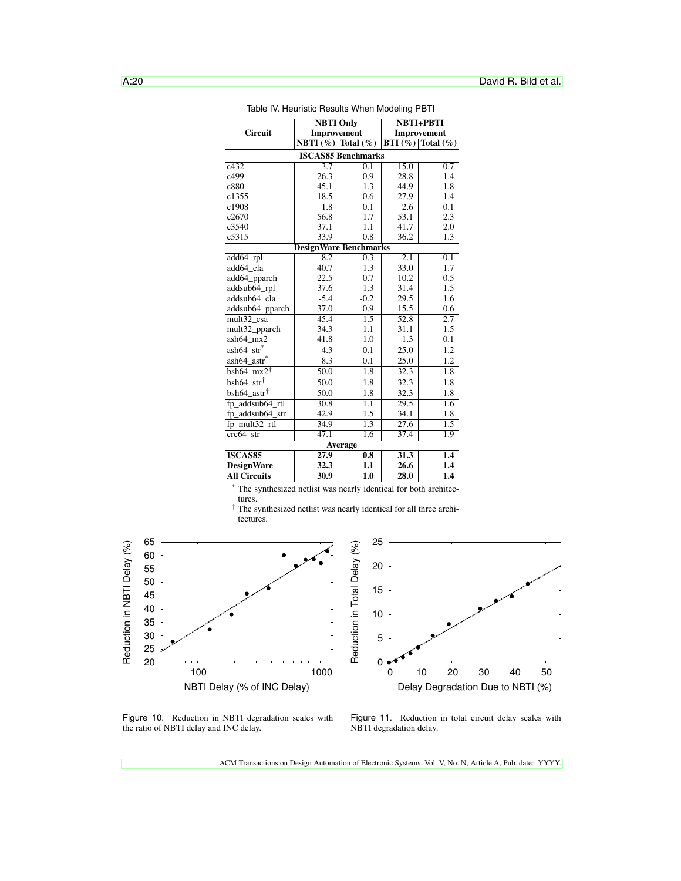Table IV. Heuristic Results When Modeling PBTI

| Circuit | NBTI Only Improvement | | NBTI+PBTI Improvement | |
|---|---|---|---|---|
| | NBTI (%) | Total (%) | BTI (%) | Total (%) |
| **ISCAS85 Benchmarks** | | | | |
| c432 | 3.7 | 0.1 | 15.0 | 0.7 |
| c499 | 26.3 | 0.9 | 28.8 | 1.4 |
| c880 | 45.1 | 1.3 | 44.9 | 1.8 |
| c1355 | 18.5 | 0.6 | 27.9 | 1.4 |
| c1908 | 1.8 | 0.1 | 2.6 | 0.1 |
| c2670 | 56.8 | 1.7 | 53.1 | 2.3 |
| c3540 | 37.1 | 1.1 | 41.7 | 2.0 |
| c5315 | 33.9 | 0.8 | 36.2 | 1.3 |
| **DesignWare Benchmarks** | | | | |
| add64_rpl | 8.2 | 0.3 | -2.1 | -0.1 |
| add64_cla | 40.7 | 1.3 | 33.0 | 1.7 |
| add64_pparch | 22.5 | 0.7 | 10.2 | 0.5 |
| addsub64_rpl | 37.6 | 1.3 | 31.4 | 1.5 |
| addsub64_cla | -5.4 | -0.2 | 29.5 | 1.6 |
| addsub64_pparch | 37.0 | 0.9 | 15.5 | 0.6 |
| mult32_csa | 45.4 | 1.5 | 52.8 | 2.7 |
| mult32_pparch | 34.3 | 1.1 | 31.1 | 1.5 |
| ash64_mx2 | 41.8 | 1.0 | 1.3 | 0.1 |
| ash64_str* | 4.3 | 0.1 | 25.0 | 1.2 |
| ash64_astr* | 8.3 | 0.1 | 25.0 | 1.2 |
| bsh64_mx2† | 50.0 | 1.8 | 32.3 | 1.8 |
| bsh64_str† | 50.0 | 1.8 | 32.3 | 1.8 |
| bsh64_astr† | 50.0 | 1.8 | 32.3 | 1.8 |
| fp_addsub64_rtl | 30.8 | 1.1 | 29.5 | 1.6 |
| fp_addsub64_str | 42.9 | 1.5 | 34.1 | 1.8 |
| fp_mult32_rtl | 34.9 | 1.3 | 27.6 | 1.5 |
| crc64_str | 47.1 | 1.6 | 37.4 | 1.9 |
| **Average** | | | | |
| **ISCAS85** | **27.9** | **0.8** | **31.3** | **1.4** |
| **DesignWare** | **32.3** | **1.1** | **26.6** | **1.4** |
| **All Circuits** | **30.9** | **1.0** | **28.0** | **1.4** |

* The synthesized netlist was nearly identical for both architectures.
† The synthesized netlist was nearly identical for all three architectures.

Figure 10. Reduction in NBTI degradation scales with the ratio of NBTI delay and INC delay.

Figure 11. Reduction in total circuit delay scales with NBTI degradation delay.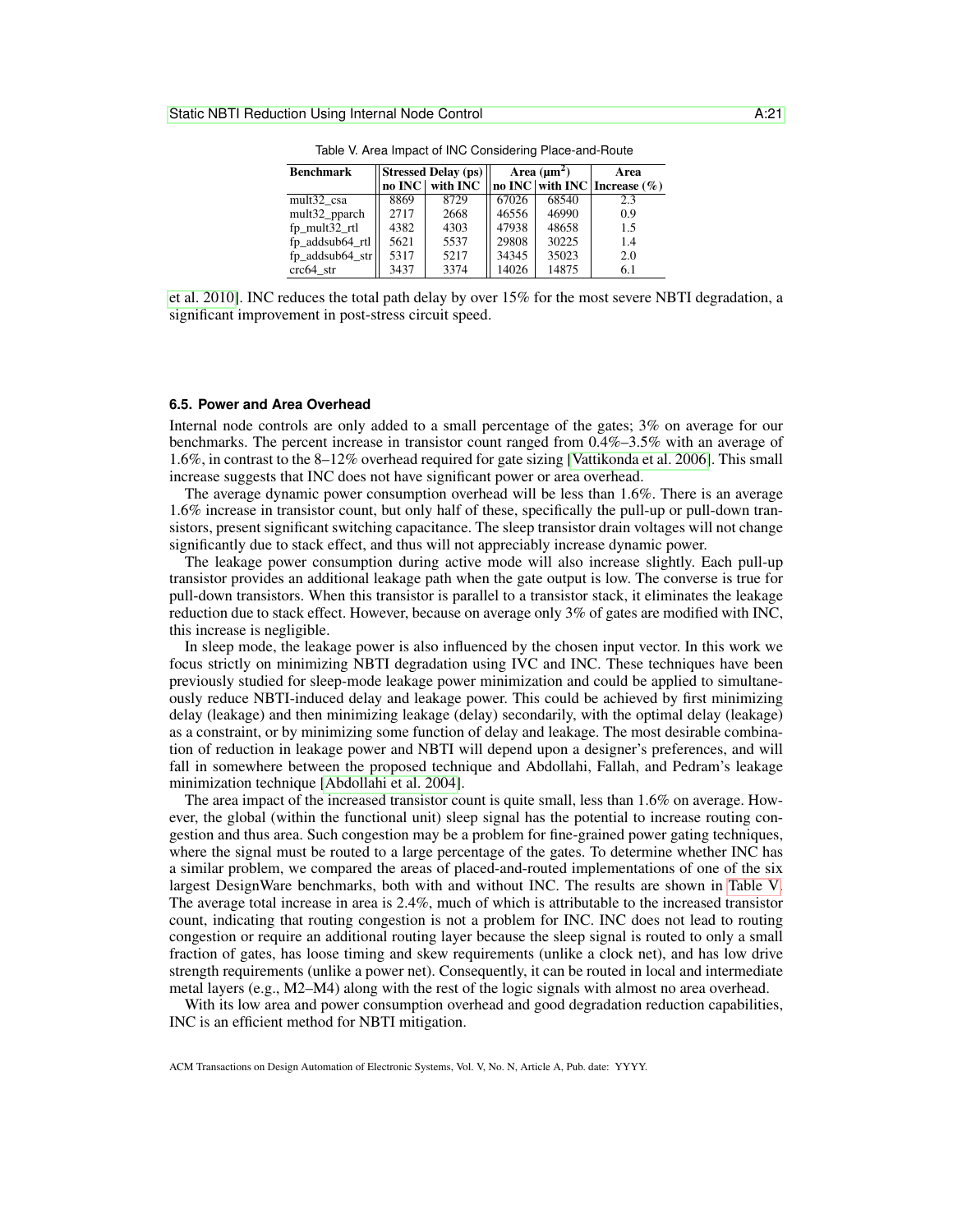Table V. Area Impact of INC Considering Place-and-Route

| Benchmark | Stressed Delay (ps) | | Area ($\mu m^2$) | | Area |
|---|---|---|---|---|---|
| | no INC | with INC | no INC | with INC | Increase (%) |
| mult32_csa | 8869 | 8729 | 67026 | 68540 | 2.3 |
| mult32_pparch | 2717 | 2668 | 46556 | 46990 | 0.9 |
| fp_mult32_rtl | 4382 | 4303 | 47938 | 48658 | 1.5 |
| fp_addsub64_rtl | 5621 | 5537 | 29808 | 30225 | 1.4 |
| fp_addsub64_str | 5317 | 5217 | 34345 | 35023 | 2.0 |
| crc64_str | 3437 | 3374 | 14026 | 14875 | 6.1 |

et al. 2010]. INC reduces the total path delay by over 15% for the most severe NBTI degradation, a significant improvement in post-stress circuit speed.

### 6.5. Power and Area Overhead

Internal node controls are only added to a small percentage of the gates; 3% on average for our benchmarks. The percent increase in transistor count ranged from 0.4%–3.5% with an average of 1.6%, in contrast to the 8–12% overhead required for gate sizing [Vattikonda et al. 2006]. This small increase suggests that INC does not have significant power or area overhead.

The average dynamic power consumption overhead will be less than 1.6%. There is an average 1.6% increase in transistor count, but only half of these, specifically the pull-up or pull-down transistors, present significant switching capacitance. The sleep transistor drain voltages will not change significantly due to stack effect, and thus will not appreciably increase dynamic power.

The leakage power consumption during active mode will also increase slightly. Each pull-up transistor provides an additional leakage path when the gate output is low. The converse is true for pull-down transistors. When this transistor is parallel to a transistor stack, it eliminates the leakage reduction due to stack effect. However, because on average only 3% of gates are modified with INC, this increase is negligible.

In sleep mode, the leakage power is also influenced by the chosen input vector. In this work we focus strictly on minimizing NBTI degradation using IVC and INC. These techniques have been previously studied for sleep-mode leakage power minimization and could be applied to simultaneously reduce NBTI-induced delay and leakage power. This could be achieved by first minimizing delay (leakage) and then minimizing leakage (delay) secondarily, with the optimal delay (leakage) as a constraint, or by minimizing some function of delay and leakage. The most desirable combination of reduction in leakage power and NBTI will depend upon a designer's preferences, and will fall in somewhere between the proposed technique and Abdollahi, Fallah, and Pedram's leakage minimization technique [Abdollahi et al. 2004].

The area impact of the increased transistor count is quite small, less than 1.6% on average. However, the global (within the functional unit) sleep signal has the potential to increase routing congestion and thus area. Such congestion may be a problem for fine-grained power gating techniques, where the signal must be routed to a large percentage of the gates. To determine whether INC has a similar problem, we compared the areas of placed-and-routed implementations of one of the six largest DesignWare benchmarks, both with and without INC. The results are shown in Table V. The average total increase in area is 2.4%, much of which is attributable to the increased transistor count, indicating that routing congestion is not a problem for INC. INC does not lead to routing congestion or require an additional routing layer because the sleep signal is routed to only a small fraction of gates, has loose timing and skew requirements (unlike a clock net), and has low drive strength requirements (unlike a power net). Consequently, it can be routed in local and intermediate metal layers (e.g., M2–M4) along with the rest of the logic signals with almost no area overhead.

With its low area and power consumption overhead and good degradation reduction capabilities, INC is an efficient method for NBTI mitigation.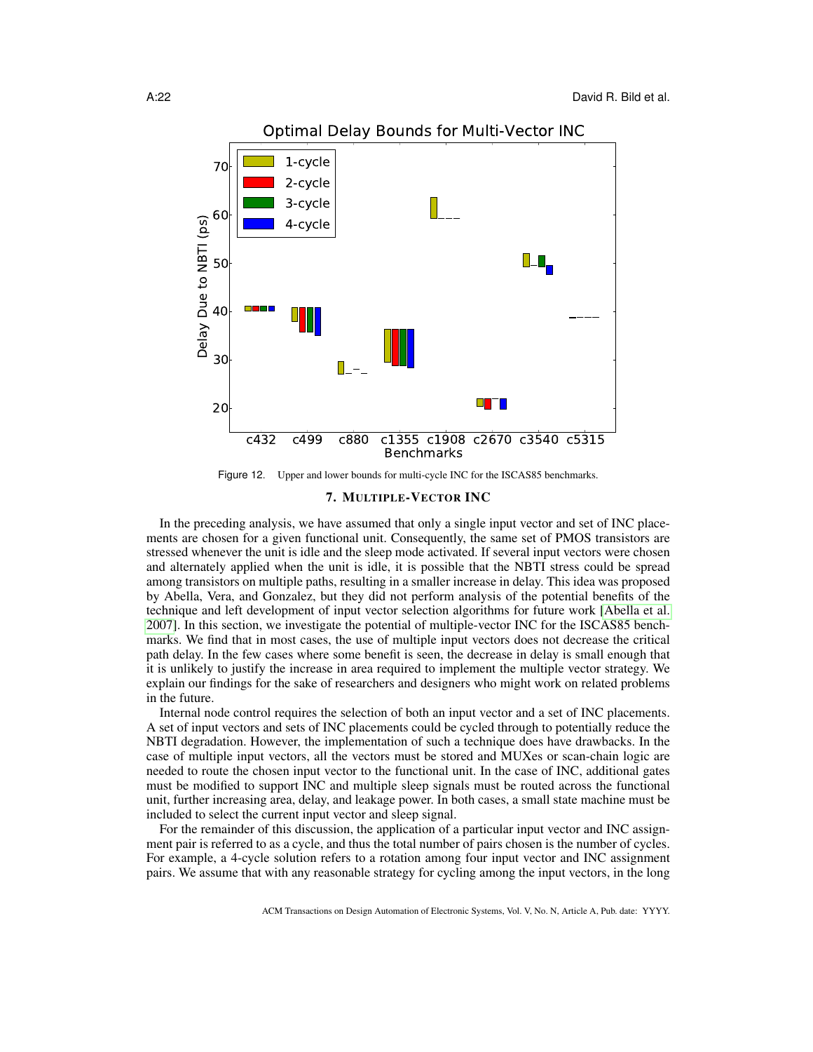Optimal Delay Bounds for Multi-Vector INC

Delay Due to NBTI (ps)

70
60
50
40
30
20

1-cycle
2-cycle
3-cycle
4-cycle

c432 c499 c880 c1355 c1908 c2670 c3540 c5315

Benchmarks

Figure 12. Upper and lower bounds for multi-cycle INC for the ISCAS85 benchmarks.

## 7. MULTIPLE-VECTOR INC

In the preceding analysis, we have assumed that only a single input vector and set of INC placements are chosen for a given functional unit. Consequently, the same set of PMOS transistors are stressed whenever the unit is idle and the sleep mode activated. If several input vectors were chosen and alternately applied when the unit is idle, it is possible that the NBTI stress could be spread among transistors on multiple paths, resulting in a smaller increase in delay. This idea was proposed by Abella, Vera, and Gonzalez, but they did not perform analysis of the potential benefits of the technique and left development of input vector selection algorithms for future work [Abella et al. 2007]. In this section, we investigate the potential of multiple-vector INC for the ISCAS85 benchmarks. We find that in most cases, the use of multiple input vectors does not decrease the critical path delay. In the few cases where some benefit is seen, the decrease in delay is small enough that it is unlikely to justify the increase in area required to implement the multiple vector strategy. We explain our findings for the sake of researchers and designers who might work on related problems in the future.

Internal node control requires the selection of both an input vector and a set of INC placements. A set of input vectors and sets of INC placements could be cycled through to potentially reduce the NBTI degradation. However, the implementation of such a technique does have drawbacks. In the case of multiple input vectors, all the vectors must be stored and MUXes or scan-chain logic are needed to route the chosen input vector to the functional unit. In the case of INC, additional gates must be modified to support INC and multiple sleep signals must be routed across the functional unit, further increasing area, delay, and leakage power. In both cases, a small state machine must be included to select the current input vector and sleep signal.

For the remainder of this discussion, the application of a particular input vector and INC assignment pair is referred to as a cycle, and thus the total number of pairs chosen is the number of cycles. For example, a 4-cycle solution refers to a rotation among four input vector and INC assignment pairs. We assume that with any reasonable strategy for cycling among the input vectors, in the long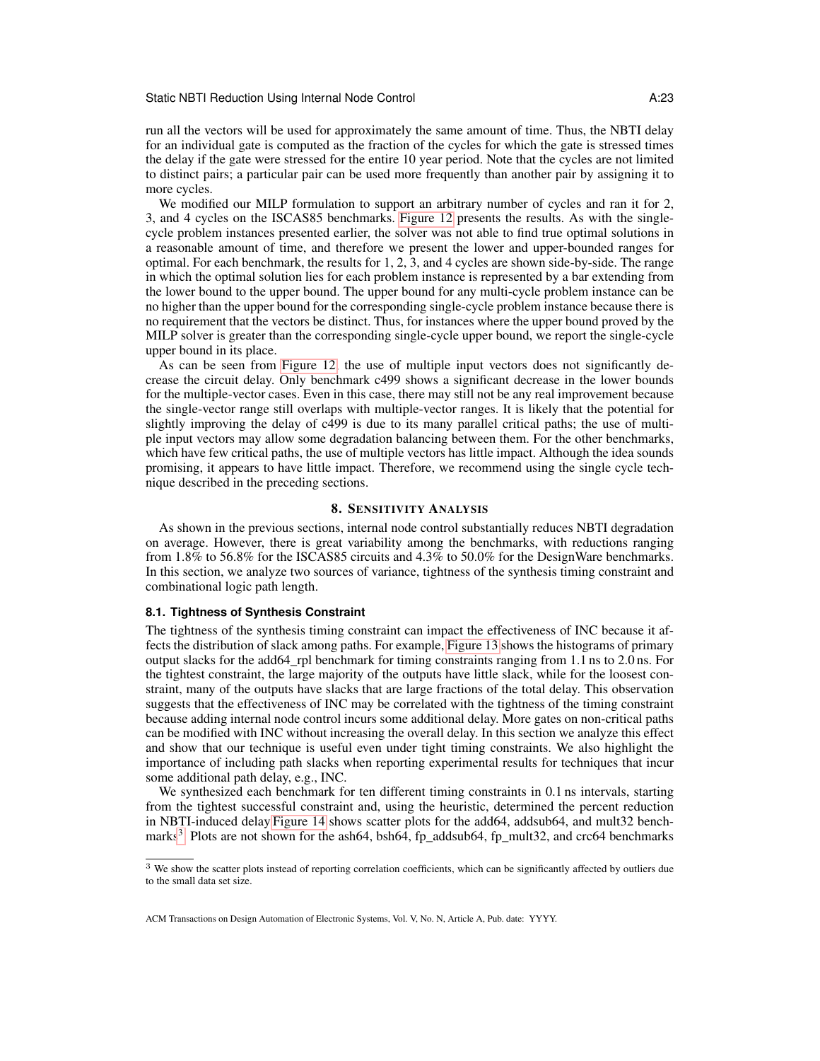run all the vectors will be used for approximately the same amount of time. Thus, the NBTI delay for an individual gate is computed as the fraction of the cycles for which the gate is stressed times the delay if the gate were stressed for the entire 10 year period. Note that the cycles are not limited to distinct pairs; a particular pair can be used more frequently than another pair by assigning it to more cycles.

We modified our MILP formulation to support an arbitrary number of cycles and ran it for 2, 3, and 4 cycles on the ISCAS85 benchmarks. Figure 12 presents the results. As with the single-cycle problem instances presented earlier, the solver was not able to find true optimal solutions in a reasonable amount of time, and therefore we present the lower and upper-bounded ranges for optimal. For each benchmark, the results for 1, 2, 3, and 4 cycles are shown side-by-side. The range in which the optimal solution lies for each problem instance is represented by a bar extending from the lower bound to the upper bound. The upper bound for any multi-cycle problem instance can be no higher than the upper bound for the corresponding single-cycle problem instance because there is no requirement that the vectors be distinct. Thus, for instances where the upper bound proved by the MILP solver is greater than the corresponding single-cycle upper bound, we report the single-cycle upper bound in its place.

As can be seen from Figure 12, the use of multiple input vectors does not significantly decrease the circuit delay. Only benchmark c499 shows a significant decrease in the lower bounds for the multiple-vector cases. Even in this case, there may still not be any real improvement because the single-vector range still overlaps with multiple-vector ranges. It is likely that the potential for slightly improving the delay of c499 is due to its many parallel critical paths; the use of multiple input vectors may allow some degradation balancing between them. For the other benchmarks, which have few critical paths, the use of multiple vectors has little impact. Although the idea sounds promising, it appears to have little impact. Therefore, we recommend using the single cycle technique described in the preceding sections.

## 8. Sensitivity Analysis

As shown in the previous sections, internal node control substantially reduces NBTI degradation on average. However, there is great variability among the benchmarks, with reductions ranging from 1.8% to 56.8% for the ISCAS85 circuits and 4.3% to 50.0% for the DesignWare benchmarks. In this section, we analyze two sources of variance, tightness of the synthesis timing constraint and combinational logic path length.

### 8.1. Tightness of Synthesis Constraint

The tightness of the synthesis timing constraint can impact the effectiveness of INC because it affects the distribution of slack among paths. For example, Figure 13 shows the histograms of primary output slacks for the add64_rpl benchmark for timing constraints ranging from 1.1 ns to 2.0 ns. For the tightest constraint, the large majority of the outputs have little slack, while for the loosest constraint, many of the outputs have slacks that are large fractions of the total delay. This observation suggests that the effectiveness of INC may be correlated with the tightness of the timing constraint because adding internal node control incurs some additional delay. More gates on non-critical paths can be modified with INC without increasing the overall delay. In this section we analyze this effect and show that our technique is useful even under tight timing constraints. We also highlight the importance of including path slacks when reporting experimental results for techniques that incur some additional path delay, e.g., INC.

We synthesized each benchmark for ten different timing constraints in 0.1 ns intervals, starting from the tightest successful constraint and, using the heuristic, determined the percent reduction in NBTI-induced delay Figure 14 shows scatter plots for the add64, addsub64, and mult32 benchmarks[3]. Plots are not shown for the ash64, bsh64, fp_addsub64, fp_mult32, and crc64 benchmarks

[3] We show the scatter plots instead of reporting correlation coefficients, which can be significantly affected by outliers due to the small data set size.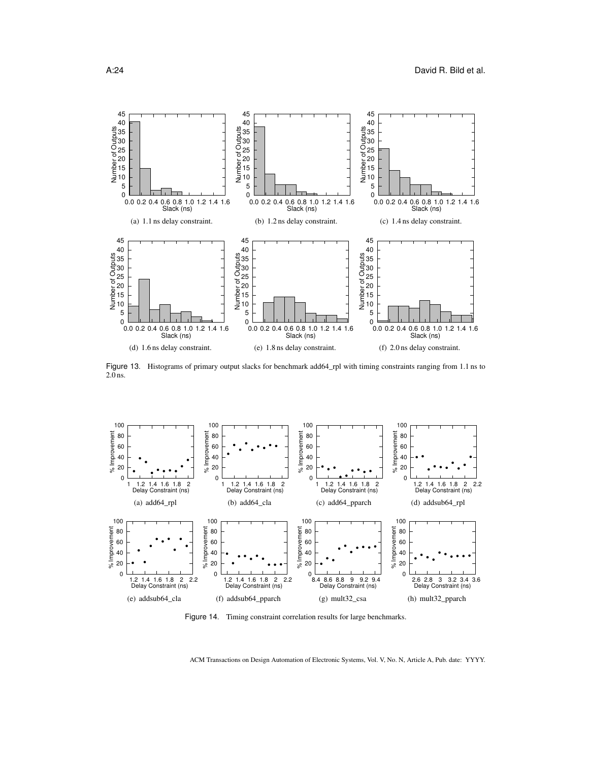Number of Outputs
Slack (ns)
0.0 0.2 0.4 0.6 0.8 1.0 1.2 1.4 1.6

(a) 1.1 ns delay constraint.

(b) 1.2 ns delay constraint.

(c) 1.4 ns delay constraint.

(d) 1.6 ns delay constraint.

(e) 1.8 ns delay constraint.

(f) 2.0 ns delay constraint.

Figure 13. Histograms of primary output slacks for benchmark add64_rpl with timing constraints ranging from 1.1 ns to 2.0 ns.

% Improvement
Delay Constraint (ns)

(a) add64_rpl

(b) add64_cla

(c) add64_pparch

(d) addsub64_rpl

(e) addsub64_cla

(f) addsub64_pparch

(g) mult32_csa

(h) mult32_pparch

Figure 14. Timing constraint correlation results for large benchmarks.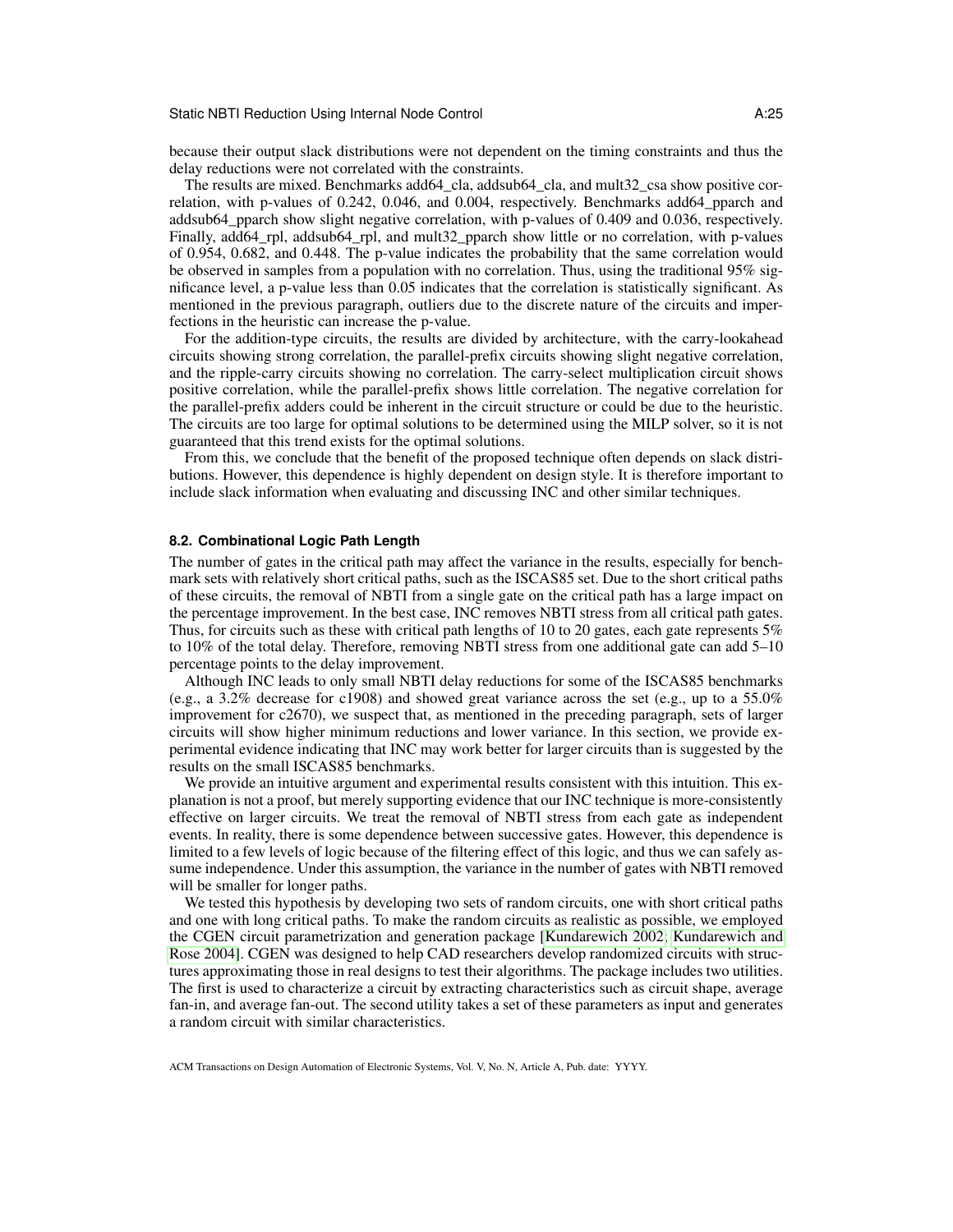because their output slack distributions were not dependent on the timing constraints and thus the delay reductions were not correlated with the constraints.

The results are mixed. Benchmarks add64_cla, addsub64_cla, and mult32_csa show positive correlation, with p-values of 0.242, 0.046, and 0.004, respectively. Benchmarks add64_pparch and addsub64_pparch show slight negative correlation, with p-values of 0.409 and 0.036, respectively. Finally, add64_rpl, addsub64_rpl, and mult32_pparch show little or no correlation, with p-values of 0.954, 0.682, and 0.448. The p-value indicates the probability that the same correlation would be observed in samples from a population with no correlation. Thus, using the traditional 95% significance level, a p-value less than 0.05 indicates that the correlation is statistically significant. As mentioned in the previous paragraph, outliers due to the discrete nature of the circuits and imperfections in the heuristic can increase the p-value.

For the addition-type circuits, the results are divided by architecture, with the carry-lookahead circuits showing strong correlation, the parallel-prefix circuits showing slight negative correlation, and the ripple-carry circuits showing no correlation. The carry-select multiplication circuit shows positive correlation, while the parallel-prefix shows little correlation. The negative correlation for the parallel-prefix adders could be inherent in the circuit structure or could be due to the heuristic. The circuits are too large for optimal solutions to be determined using the MILP solver, so it is not guaranteed that this trend exists for the optimal solutions.

From this, we conclude that the benefit of the proposed technique often depends on slack distributions. However, this dependence is highly dependent on design style. It is therefore important to include slack information when evaluating and discussing INC and other similar techniques.

### 8.2. Combinational Logic Path Length

The number of gates in the critical path may affect the variance in the results, especially for benchmark sets with relatively short critical paths, such as the ISCAS85 set. Due to the short critical paths of these circuits, the removal of NBTI from a single gate on the critical path has a large impact on the percentage improvement. In the best case, INC removes NBTI stress from all critical path gates. Thus, for circuits such as these with critical path lengths of 10 to 20 gates, each gate represents 5% to 10% of the total delay. Therefore, removing NBTI stress from one additional gate can add 5–10 percentage points to the delay improvement.

Although INC leads to only small NBTI delay reductions for some of the ISCAS85 benchmarks (e.g., a 3.2% decrease for c1908) and showed great variance across the set (e.g., up to a 55.0% improvement for c2670), we suspect that, as mentioned in the preceding paragraph, sets of larger circuits will show higher minimum reductions and lower variance. In this section, we provide experimental evidence indicating that INC may work better for larger circuits than is suggested by the results on the small ISCAS85 benchmarks.

We provide an intuitive argument and experimental results consistent with this intuition. This explanation is not a proof, but merely supporting evidence that our INC technique is more-consistently effective on larger circuits. We treat the removal of NBTI stress from each gate as independent events. In reality, there is some dependence between successive gates. However, this dependence is limited to a few levels of logic because of the filtering effect of this logic, and thus we can safely assume independence. Under this assumption, the variance in the number of gates with NBTI removed will be smaller for longer paths.

We tested this hypothesis by developing two sets of random circuits, one with short critical paths and one with long critical paths. To make the random circuits as realistic as possible, we employed the CGEN circuit parametrization and generation package [Kundarewich 2002; Kundarewich and Rose 2004]. CGEN was designed to help CAD researchers develop randomized circuits with structures approximating those in real designs to test their algorithms. The package includes two utilities. The first is used to characterize a circuit by extracting characteristics such as circuit shape, average fan-in, and average fan-out. The second utility takes a set of these parameters as input and generates a random circuit with similar characteristics.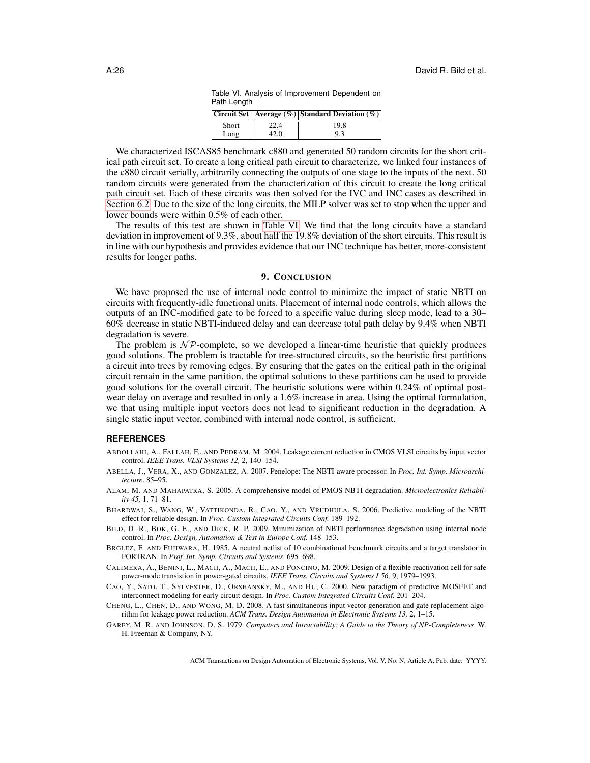Table VI. Analysis of Improvement Dependent on Path Length

| Circuit Set | Average (%) | Standard Deviation (%) |
|---|---|---|
| Short | 22.4 | 19.8 |
| Long | 42.0 | 9.3 |

We characterized ISCAS85 benchmark c880 and generated 50 random circuits for the short critical path circuit set. To create a long critical path circuit to characterize, we linked four instances of the c880 circuit serially, arbitrarily connecting the outputs of one stage to the inputs of the next. 50 random circuits were generated from the characterization of this circuit to create the long critical path circuit set. Each of these circuits was then solved for the IVC and INC cases as described in Section 6.2. Due to the size of the long circuits, the MILP solver was set to stop when the upper and lower bounds were within 0.5% of each other.

The results of this test are shown in Table VI. We find that the long circuits have a standard deviation in improvement of 9.3%, about half the 19.8% deviation of the short circuits. This result is in line with our hypothesis and provides evidence that our INC technique has better, more-consistent results for longer paths.

## 9. CONCLUSION

We have proposed the use of internal node control to minimize the impact of static NBTI on circuits with frequently-idle functional units. Placement of internal node controls, which allows the outputs of an INC-modified gate to be forced to a specific value during sleep mode, lead to a 30–60% decrease in static NBTI-induced delay and can decrease total path delay by 9.4% when NBTI degradation is severe.

The problem is $\mathcal{NP}$-complete, so we developed a linear-time heuristic that quickly produces good solutions. The problem is tractable for tree-structured circuits, so the heuristic first partitions a circuit into trees by removing edges. By ensuring that the gates on the critical path in the original circuit remain in the same partition, the optimal solutions to these partitions can be used to provide good solutions for the overall circuit. The heuristic solutions were within 0.24% of optimal post-wear delay on average and resulted in only a 1.6% increase in area. Using the optimal formulation, we that using multiple input vectors does not lead to significant reduction in the degradation. A single static input vector, combined with internal node control, is sufficient.

## REFERENCES

ABDOLLAHI, A., FALLAH, F., AND PEDRAM, M. 2004. Leakage current reduction in CMOS VLSI circuits by input vector control. *IEEE Trans. VLSI Systems 12,* 2, 140–154.

ABELLA, J., VERA, X., AND GONZALEZ, A. 2007. Penelope: The NBTI-aware processor. In *Proc. Int. Symp. Microarchitecture*. 85–95.

ALAM, M. AND MAHAPATRA, S. 2005. A comprehensive model of PMOS NBTI degradation. *Microelectronics Reliability 45,* 1, 71–81.

BHARDWAJ, S., WANG, W., VATTIKONDA, R., CAO, Y., AND VRUDHULA, S. 2006. Predictive modeling of the NBTI effect for reliable design. In *Proc. Custom Integrated Circuits Conf.* 189–192.

BILD, D. R., BOK, G. E., AND DICK, R. P. 2009. Minimization of NBTI performance degradation using internal node control. In *Proc. Design, Automation & Test in Europe Conf.* 148–153.

BRGLEZ, F. AND FUJIWARA, H. 1985. A neutral netlist of 10 combinational benchmark circuits and a target translator in FORTRAN. In *Prof. Int. Symp. Circuits and Systems*. 695–698.

CALIMERA, A., BENINI, L., MACII, A., MACII, E., AND PONCINO, M. 2009. Design of a flexible reactivation cell for safe power-mode transistion in power-gated circuits. *IEEE Trans. Circuits and Systems I 56,* 9, 1979–1993.

CAO, Y., SATO, T., SYLVESTER, D., ORSHANSKY, M., AND HU, C. 2000. New paradigm of predictive MOSFET and interconnect modeling for early circuit design. In *Proc. Custom Integrated Circuits Conf.* 201–204.

CHENG, L., CHEN, D., AND WONG, M. D. 2008. A fast simultaneous input vector generation and gate replacement algorithm for leakage power reduction. *ACM Trans. Design Automation in Electronic Systems 13,* 2, 1–15.

GAREY, M. R. AND JOHNSON, D. S. 1979. *Computers and Intractability: A Guide to the Theory of NP-Completeness*. W. H. Freeman & Company, NY.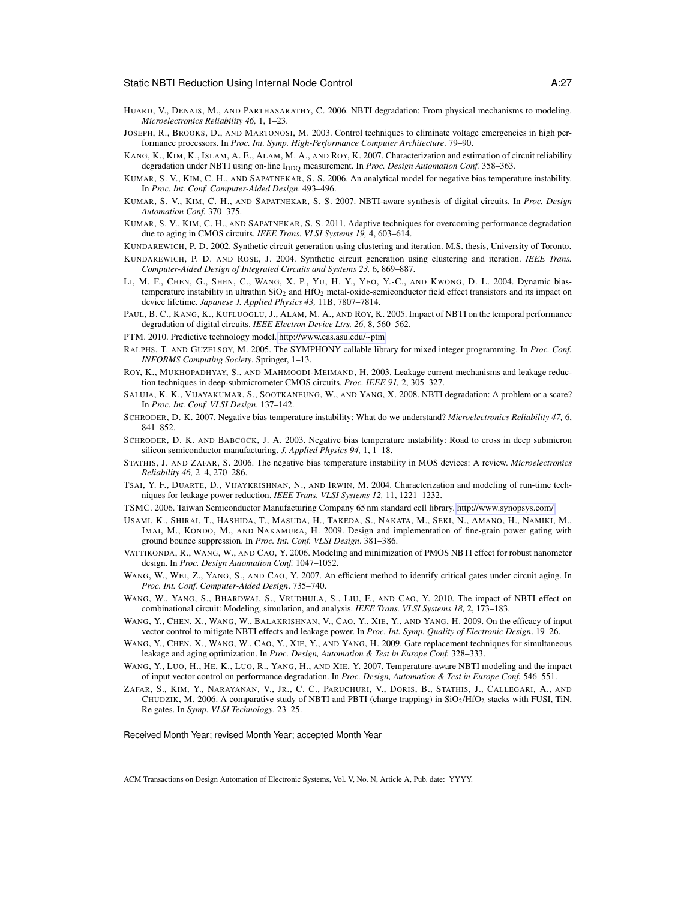HUARD, V., DENAIS, M., AND PARTHASARATHY, C. 2006. NBTI degradation: From physical mechanisms to modeling. *Microelectronics Reliability 46,* 1, 1–23.

JOSEPH, R., BROOKS, D., AND MARTONOSI, M. 2003. Control techniques to eliminate voltage emergencies in high performance processors. In *Proc. Int. Symp. High-Performance Computer Architecture*. 79–90.

KANG, K., KIM, K., ISLAM, A. E., ALAM, M. A., AND ROY, K. 2007. Characterization and estimation of circuit reliability degradation under NBTI using on-line $I_{DDQ}$ measurement. In *Proc. Design Automation Conf.* 358–363.

KUMAR, S. V., KIM, C. H., AND SAPATNEKAR, S. S. 2006. An analytical model for negative bias temperature instability. In *Proc. Int. Conf. Computer-Aided Design*. 493–496.

KUMAR, S. V., KIM, C. H., AND SAPATNEKAR, S. S. 2007. NBTI-aware synthesis of digital circuits. In *Proc. Design Automation Conf.* 370–375.

KUMAR, S. V., KIM, C. H., AND SAPATNEKAR, S. S. 2011. Adaptive techniques for overcoming performance degradation due to aging in CMOS circuits. *IEEE Trans. VLSI Systems 19,* 4, 603–614.

KUNDAREWICH, P. D. 2002. Synthetic circuit generation using clustering and iteration. M.S. thesis, University of Toronto.

KUNDAREWICH, P. D. AND ROSE, J. 2004. Synthetic circuit generation using clustering and iteration. *IEEE Trans. Computer-Aided Design of Integrated Circuits and Systems 23,* 6, 869–887.

LI, M. F., CHEN, G., SHEN, C., WANG, X. P., YU, H. Y., YEO, Y.-C., AND KWONG, D. L. 2004. Dynamic bias-temperature instability in ultrathin $SiO_2$ and $HfO_2$ metal-oxide-semiconductor field effect transistors and its impact on device lifetime. *Japanese J. Applied Physics 43,* 11B, 7807–7814.

PAUL, B. C., KANG, K., KUFLUOGLU, J., ALAM, M. A., AND ROY, K. 2005. Impact of NBTI on the temporal performance degradation of digital circuits. *IEEE Electron Device Ltrs. 26,* 8, 560–562.

PTM. 2010. Predictive technology model. http://www.eas.asu.edu/~ptm

RALPHS, T. AND GUZELSOY, M. 2005. The SYMPHONY callable library for mixed integer programming. In *Proc. Conf. INFORMS Computing Society*. Springer, 1–13.

ROY, K., MUKHOPADHYAY, S., AND MAHMOODI-MEIMAND, H. 2003. Leakage current mechanisms and leakage reduction techniques in deep-submicrometer CMOS circuits. *Proc. IEEE 91,* 2, 305–327.

SALUJA, K. K., VIJAYAKUMAR, S., SOOTKANEUNG, W., AND YANG, X. 2008. NBTI degradation: A problem or a scare? In *Proc. Int. Conf. VLSI Design*. 137–142.

SCHRODER, D. K. 2007. Negative bias temperature instability: What do we understand? *Microelectronics Reliability 47,* 6, 841–852.

SCHRODER, D. K. AND BABCOCK, J. A. 2003. Negative bias temperature instability: Road to cross in deep submicron silicon semiconductor manufacturing. *J. Applied Physics 94,* 1, 1–18.

STATHIS, J. AND ZAFAR, S. 2006. The negative bias temperature instability in MOS devices: A review. *Microelectronics Reliability 46,* 2–4, 270–286.

TSAI, Y. F., DUARTE, D., VIJAYKRISHNAN, N., AND IRWIN, M. 2004. Characterization and modeling of run-time techniques for leakage power reduction. *IEEE Trans. VLSI Systems 12,* 11, 1221–1232.

TSMC. 2006. Taiwan Semiconductor Manufacturing Company 65 nm standard cell library. http://www.synopsys.com/

USAMI, K., SHIRAI, T., HASHIDA, T., MASUDA, H., TAKEDA, S., NAKATA, M., SEKI, N., AMANO, H., NAMIKI, M., IMAI, M., KONDO, M., AND NAKAMURA, H. 2009. Design and implementation of fine-grain power gating with ground bounce suppression. In *Proc. Int. Conf. VLSI Design*. 381–386.

VATTIKONDA, R., WANG, W., AND CAO, Y. 2006. Modeling and minimization of PMOS NBTI effect for robust nanometer design. In *Proc. Design Automation Conf.* 1047–1052.

WANG, W., WEI, Z., YANG, S., AND CAO, Y. 2007. An efficient method to identify critical gates under circuit aging. In *Proc. Int. Conf. Computer-Aided Design*. 735–740.

WANG, W., YANG, S., BHARDWAJ, S., VRUDHULA, S., LIU, F., AND CAO, Y. 2010. The impact of NBTI effect on combinational circuit: Modeling, simulation, and analysis. *IEEE Trans. VLSI Systems 18,* 2, 173–183.

WANG, Y., CHEN, X., WANG, W., BALAKRISHNAN, V., CAO, Y., XIE, Y., AND YANG, H. 2009. On the efficacy of input vector control to mitigate NBTI effects and leakage power. In *Proc. Int. Symp. Quality of Electronic Design*. 19–26.

WANG, Y., CHEN, X., WANG, W., CAO, Y., XIE, Y., AND YANG, H. 2009. Gate replacement techniques for simultaneous leakage and aging optimization. In *Proc. Design, Automation & Test in Europe Conf.* 328–333.

WANG, Y., LUO, H., HE, K., LUO, R., YANG, H., AND XIE, Y. 2007. Temperature-aware NBTI modeling and the impact of input vector control on performance degradation. In *Proc. Design, Automation & Test in Europe Conf.* 546–551.

ZAFAR, S., KIM, Y., NARAYANAN, V., JR., C. C., PARUCHURI, V., DORIS, B., STATHIS, J., CALLEGARI, A., AND CHUDZIK, M. 2006. A comparative study of NBTI and PBTI (charge trapping) in $SiO_2$/$HfO_2$ stacks with FUSI, TiN, Re gates. In *Symp. VLSI Technology*. 23–25.

Received Month Year; revised Month Year; accepted Month Year